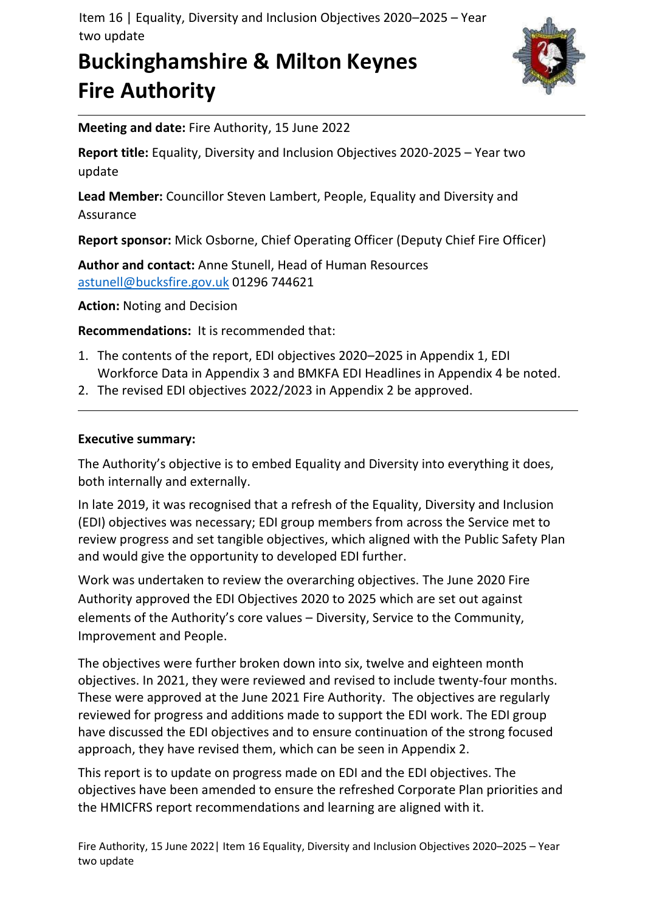# Buckinghamshire & Milton Keynes Fire Authority

**Meeting and date:** Fire Authority, 15 June 2022

**Report title:** Equality, Diversity and Inclusion Objectives 2020-2025 – Year two update

**Lead Member:** Councillor Steven Lambert, People, Equality and Diversity and Assurance

**Report sponsor:** Mick Osborne, Chief Operating Officer (Deputy Chief Fire Officer)

**Author and contact:** Anne Stunell, Head of Human Resources astunell@bucksfire.gov.uk 01296 744621

**Action:** Noting and Decision

**Recommendations:** It is recommended that:

1. The contents of the report, EDI objectives 2020–2025 in Appendix 1, EDI Workforce Data in Appendix 3 and BMKFA EDI Headlines in Appendix 4 be noted.
2. The revised EDI objectives 2022/2023 in Appendix 2 be approved.

---

**Executive summary:**

The Authority's objective is to embed Equality and Diversity into everything it does, both internally and externally.

In late 2019, it was recognised that a refresh of the Equality, Diversity and Inclusion (EDI) objectives was necessary; EDI group members from across the Service met to review progress and set tangible objectives, which aligned with the Public Safety Plan and would give the opportunity to developed EDI further.

Work was undertaken to review the overarching objectives. The June 2020 Fire Authority approved the EDI Objectives 2020 to 2025 which are set out against elements of the Authority's core values – Diversity, Service to the Community, Improvement and People.

The objectives were further broken down into six, twelve and eighteen month objectives. In 2021, they were reviewed and revised to include twenty-four months. These were approved at the June 2021 Fire Authority. The objectives are regularly reviewed for progress and additions made to support the EDI work. The EDI group have discussed the EDI objectives and to ensure continuation of the strong focused approach, they have revised them, which can be seen in Appendix 2.

This report is to update on progress made on EDI and the EDI objectives. The objectives have been amended to ensure the refreshed Corporate Plan priorities and the HMICFRS report recommendations and learning are aligned with it.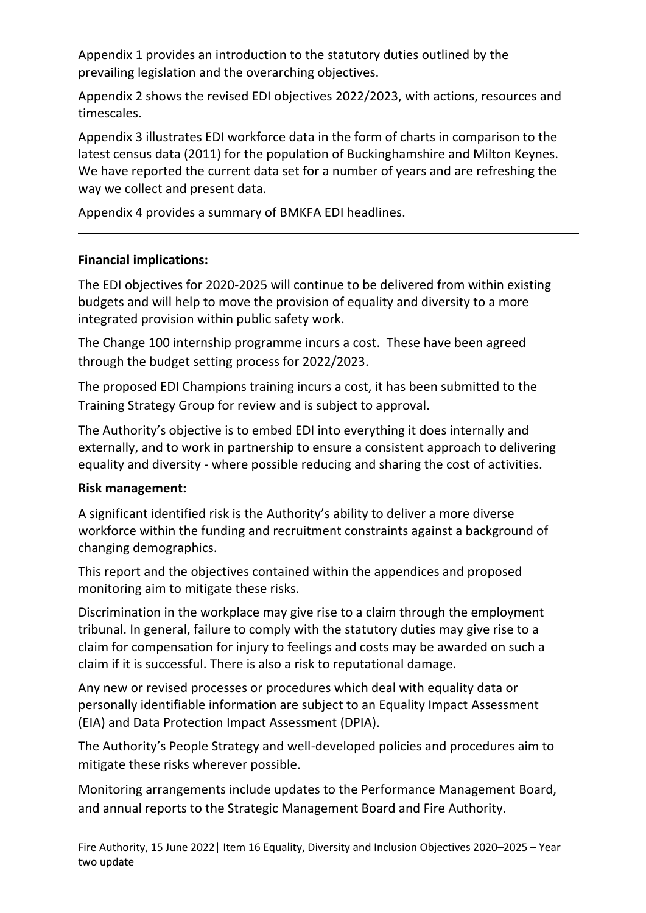Appendix 1 provides an introduction to the statutory duties outlined by the prevailing legislation and the overarching objectives.

Appendix 2 shows the revised EDI objectives 2022/2023, with actions, resources and timescales.

Appendix 3 illustrates EDI workforce data in the form of charts in comparison to the latest census data (2011) for the population of Buckinghamshire and Milton Keynes. We have reported the current data set for a number of years and are refreshing the way we collect and present data.

Appendix 4 provides a summary of BMKFA EDI headlines.

---

**Financial implications:**

The EDI objectives for 2020-2025 will continue to be delivered from within existing budgets and will help to move the provision of equality and diversity to a more integrated provision within public safety work.

The Change 100 internship programme incurs a cost. These have been agreed through the budget setting process for 2022/2023.

The proposed EDI Champions training incurs a cost, it has been submitted to the Training Strategy Group for review and is subject to approval.

The Authority's objective is to embed EDI into everything it does internally and externally, and to work in partnership to ensure a consistent approach to delivering equality and diversity - where possible reducing and sharing the cost of activities.

**Risk management:**

A significant identified risk is the Authority's ability to deliver a more diverse workforce within the funding and recruitment constraints against a background of changing demographics.

This report and the objectives contained within the appendices and proposed monitoring aim to mitigate these risks.

Discrimination in the workplace may give rise to a claim through the employment tribunal. In general, failure to comply with the statutory duties may give rise to a claim for compensation for injury to feelings and costs may be awarded on such a claim if it is successful. There is also a risk to reputational damage.

Any new or revised processes or procedures which deal with equality data or personally identifiable information are subject to an Equality Impact Assessment (EIA) and Data Protection Impact Assessment (DPIA).

The Authority's People Strategy and well-developed policies and procedures aim to mitigate these risks wherever possible.

Monitoring arrangements include updates to the Performance Management Board, and annual reports to the Strategic Management Board and Fire Authority.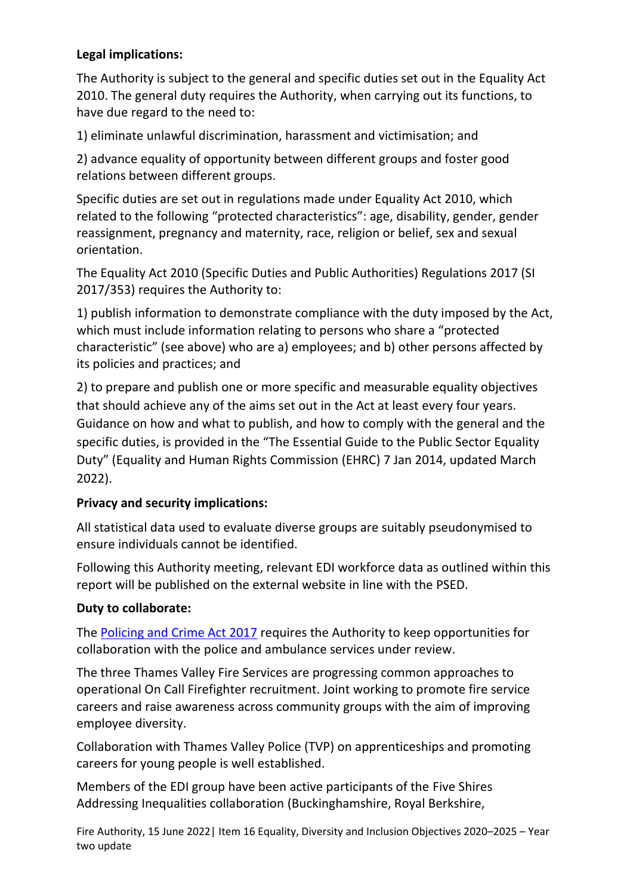**Legal implications:**

The Authority is subject to the general and specific duties set out in the Equality Act 2010. The general duty requires the Authority, when carrying out its functions, to have due regard to the need to:

1) eliminate unlawful discrimination, harassment and victimisation; and

2) advance equality of opportunity between different groups and foster good relations between different groups.

Specific duties are set out in regulations made under Equality Act 2010, which related to the following "protected characteristics": age, disability, gender, gender reassignment, pregnancy and maternity, race, religion or belief, sex and sexual orientation.

The Equality Act 2010 (Specific Duties and Public Authorities) Regulations 2017 (SI 2017/353) requires the Authority to:

1) publish information to demonstrate compliance with the duty imposed by the Act, which must include information relating to persons who share a "protected characteristic" (see above) who are a) employees; and b) other persons affected by its policies and practices; and

2) to prepare and publish one or more specific and measurable equality objectives that should achieve any of the aims set out in the Act at least every four years. Guidance on how and what to publish, and how to comply with the general and the specific duties, is provided in the "The Essential Guide to the Public Sector Equality Duty" (Equality and Human Rights Commission (EHRC) 7 Jan 2014, updated March 2022).

**Privacy and security implications:**

All statistical data used to evaluate diverse groups are suitably pseudonymised to ensure individuals cannot be identified.

Following this Authority meeting, relevant EDI workforce data as outlined within this report will be published on the external website in line with the PSED.

**Duty to collaborate:**

The Policing and Crime Act 2017 requires the Authority to keep opportunities for collaboration with the police and ambulance services under review.

The three Thames Valley Fire Services are progressing common approaches to operational On Call Firefighter recruitment. Joint working to promote fire service careers and raise awareness across community groups with the aim of improving employee diversity.

Collaboration with Thames Valley Police (TVP) on apprenticeships and promoting careers for young people is well established.

Members of the EDI group have been active participants of the Five Shires Addressing Inequalities collaboration (Buckinghamshire, Royal Berkshire,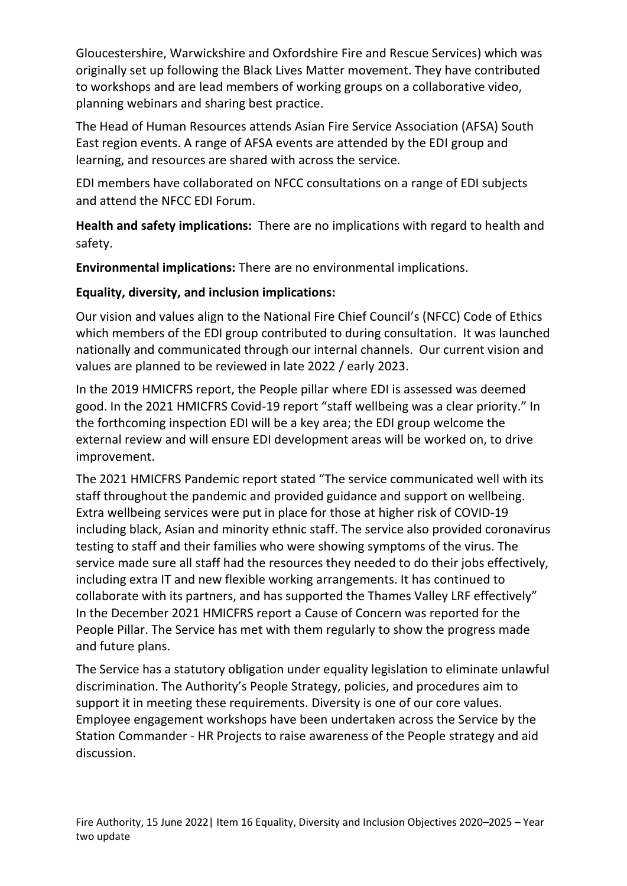Gloucestershire, Warwickshire and Oxfordshire Fire and Rescue Services) which was originally set up following the Black Lives Matter movement. They have contributed to workshops and are lead members of working groups on a collaborative video, planning webinars and sharing best practice.

The Head of Human Resources attends Asian Fire Service Association (AFSA) South East region events. A range of AFSA events are attended by the EDI group and learning, and resources are shared with across the service.

EDI members have collaborated on NFCC consultations on a range of EDI subjects and attend the NFCC EDI Forum.

**Health and safety implications:** There are no implications with regard to health and safety.

**Environmental implications:** There are no environmental implications.

**Equality, diversity, and inclusion implications:**

Our vision and values align to the National Fire Chief Council's (NFCC) Code of Ethics which members of the EDI group contributed to during consultation. It was launched nationally and communicated through our internal channels. Our current vision and values are planned to be reviewed in late 2022 / early 2023.

In the 2019 HMICFRS report, the People pillar where EDI is assessed was deemed good. In the 2021 HMICFRS Covid-19 report "staff wellbeing was a clear priority." In the forthcoming inspection EDI will be a key area; the EDI group welcome the external review and will ensure EDI development areas will be worked on, to drive improvement.

The 2021 HMICFRS Pandemic report stated "The service communicated well with its staff throughout the pandemic and provided guidance and support on wellbeing. Extra wellbeing services were put in place for those at higher risk of COVID-19 including black, Asian and minority ethnic staff. The service also provided coronavirus testing to staff and their families who were showing symptoms of the virus. The service made sure all staff had the resources they needed to do their jobs effectively, including extra IT and new flexible working arrangements. It has continued to collaborate with its partners, and has supported the Thames Valley LRF effectively" In the December 2021 HMICFRS report a Cause of Concern was reported for the People Pillar. The Service has met with them regularly to show the progress made and future plans.

The Service has a statutory obligation under equality legislation to eliminate unlawful discrimination. The Authority's People Strategy, policies, and procedures aim to support it in meeting these requirements. Diversity is one of our core values. Employee engagement workshops have been undertaken across the Service by the Station Commander - HR Projects to raise awareness of the People strategy and aid discussion.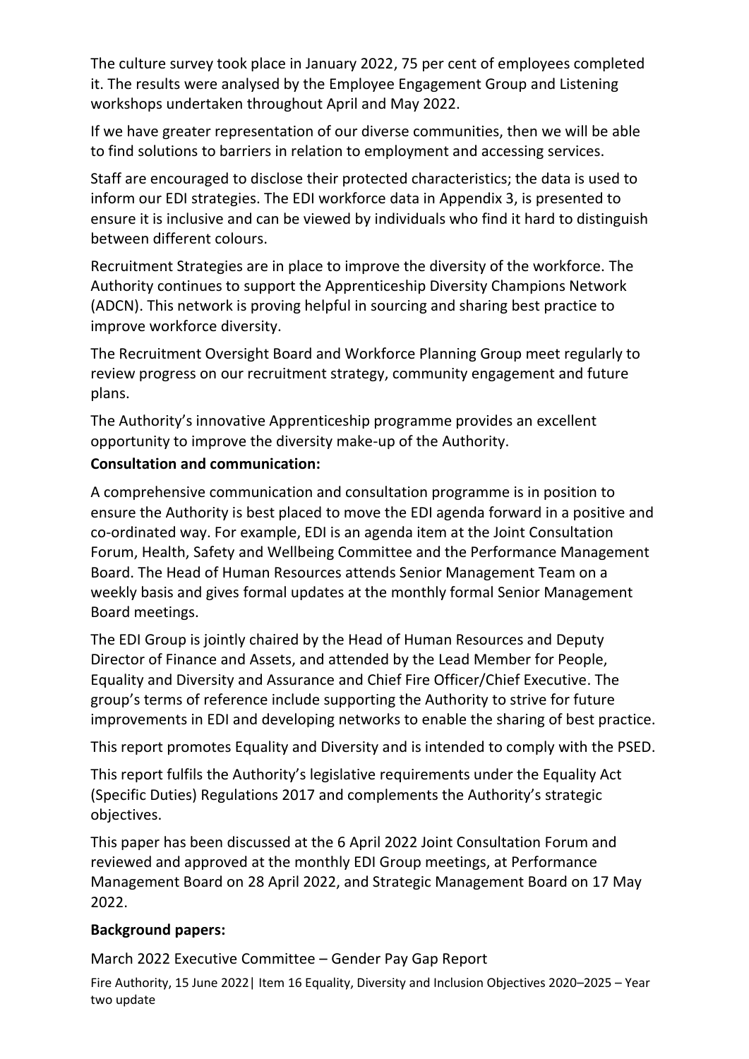The culture survey took place in January 2022, 75 per cent of employees completed it. The results were analysed by the Employee Engagement Group and Listening workshops undertaken throughout April and May 2022.

If we have greater representation of our diverse communities, then we will be able to find solutions to barriers in relation to employment and accessing services.

Staff are encouraged to disclose their protected characteristics; the data is used to inform our EDI strategies. The EDI workforce data in Appendix 3, is presented to ensure it is inclusive and can be viewed by individuals who find it hard to distinguish between different colours.

Recruitment Strategies are in place to improve the diversity of the workforce. The Authority continues to support the Apprenticeship Diversity Champions Network (ADCN). This network is proving helpful in sourcing and sharing best practice to improve workforce diversity.

The Recruitment Oversight Board and Workforce Planning Group meet regularly to review progress on our recruitment strategy, community engagement and future plans.

The Authority's innovative Apprenticeship programme provides an excellent opportunity to improve the diversity make-up of the Authority.

**Consultation and communication:**

A comprehensive communication and consultation programme is in position to ensure the Authority is best placed to move the EDI agenda forward in a positive and co-ordinated way. For example, EDI is an agenda item at the Joint Consultation Forum, Health, Safety and Wellbeing Committee and the Performance Management Board. The Head of Human Resources attends Senior Management Team on a weekly basis and gives formal updates at the monthly formal Senior Management Board meetings.

The EDI Group is jointly chaired by the Head of Human Resources and Deputy Director of Finance and Assets, and attended by the Lead Member for People, Equality and Diversity and Assurance and Chief Fire Officer/Chief Executive. The group's terms of reference include supporting the Authority to strive for future improvements in EDI and developing networks to enable the sharing of best practice.

This report promotes Equality and Diversity and is intended to comply with the PSED.

This report fulfils the Authority's legislative requirements under the Equality Act (Specific Duties) Regulations 2017 and complements the Authority's strategic objectives.

This paper has been discussed at the 6 April 2022 Joint Consultation Forum and reviewed and approved at the monthly EDI Group meetings, at Performance Management Board on 28 April 2022, and Strategic Management Board on 17 May 2022.

**Background papers:**

March 2022 Executive Committee – Gender Pay Gap Report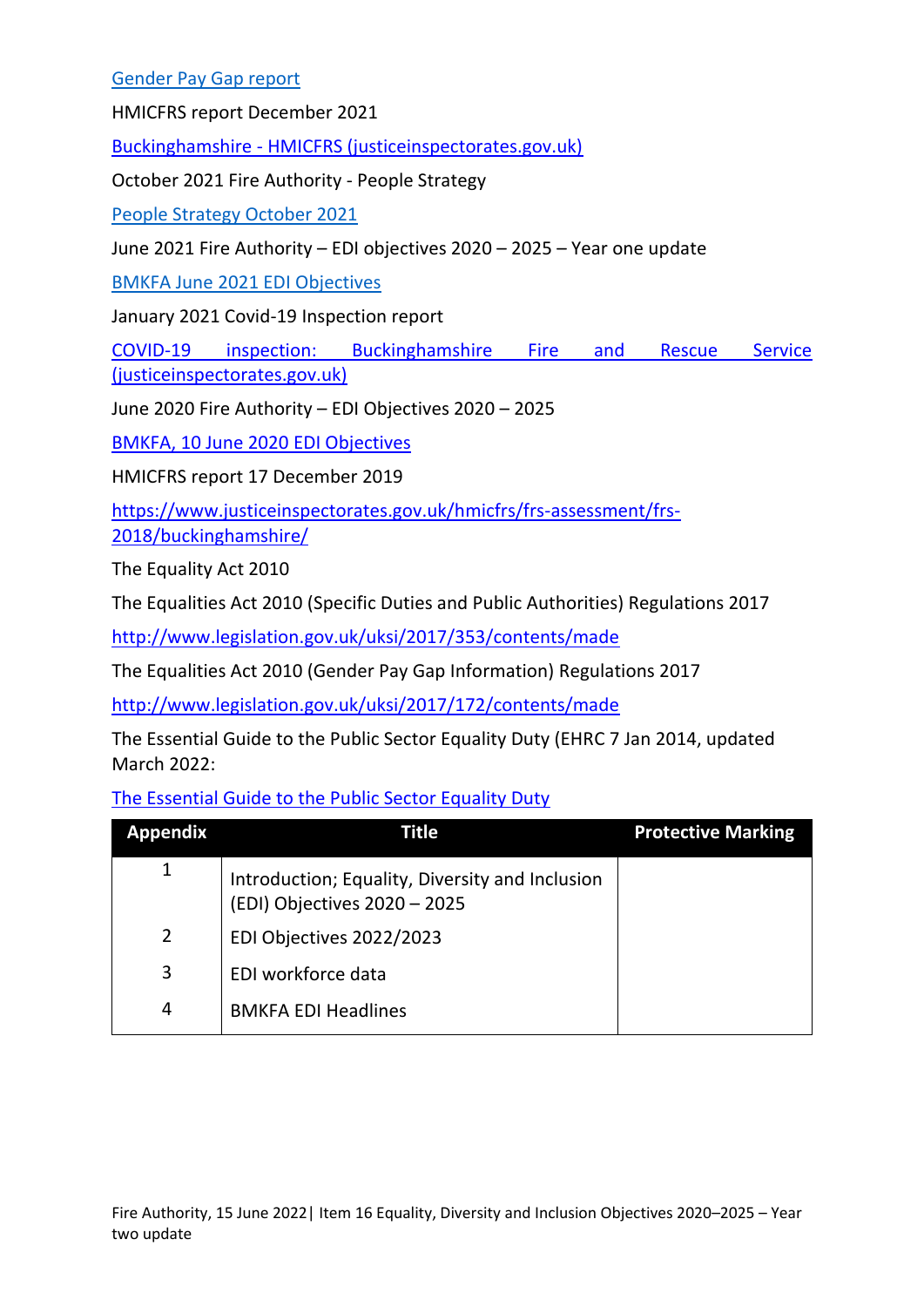Gender Pay Gap report

HMICFRS report December 2021

Buckinghamshire - HMICFRS (justiceinspectorates.gov.uk)

October 2021 Fire Authority - People Strategy

People Strategy October 2021

June 2021 Fire Authority – EDI objectives 2020 – 2025 – Year one update

BMKFA June 2021 EDI Objectives

January 2021 Covid-19 Inspection report

COVID-19 inspection: Buckinghamshire Fire and Rescue Service (justiceinspectorates.gov.uk)

June 2020 Fire Authority – EDI Objectives 2020 – 2025

BMKFA, 10 June 2020 EDI Objectives

HMICFRS report 17 December 2019

https://www.justiceinspectorates.gov.uk/hmicfrs/frs-assessment/frs-2018/buckinghamshire/

The Equality Act 2010

The Equalities Act 2010 (Specific Duties and Public Authorities) Regulations 2017

http://www.legislation.gov.uk/uksi/2017/353/contents/made

The Equalities Act 2010 (Gender Pay Gap Information) Regulations 2017

http://www.legislation.gov.uk/uksi/2017/172/contents/made

The Essential Guide to the Public Sector Equality Duty (EHRC 7 Jan 2014, updated March 2022:

The Essential Guide to the Public Sector Equality Duty

| Appendix | Title | Protective Marking |
|---|---|---|
| 1 | Introduction; Equality, Diversity and Inclusion (EDI) Objectives 2020 – 2025 | |
| 2 | EDI Objectives 2022/2023 | |
| 3 | EDI workforce data | |
| 4 | BMKFA EDI Headlines | |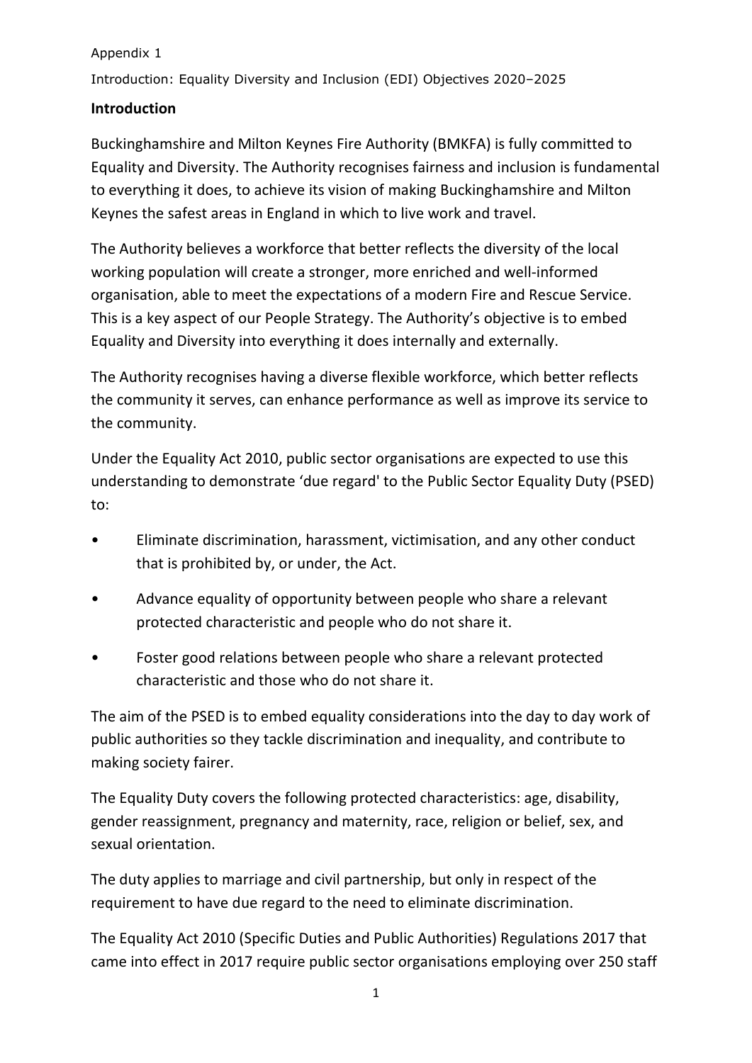Appendix 1

Introduction: Equality Diversity and Inclusion (EDI) Objectives 2020–2025

## Introduction

Buckinghamshire and Milton Keynes Fire Authority (BMKFA) is fully committed to Equality and Diversity. The Authority recognises fairness and inclusion is fundamental to everything it does, to achieve its vision of making Buckinghamshire and Milton Keynes the safest areas in England in which to live work and travel.

The Authority believes a workforce that better reflects the diversity of the local working population will create a stronger, more enriched and well-informed organisation, able to meet the expectations of a modern Fire and Rescue Service. This is a key aspect of our People Strategy. The Authority's objective is to embed Equality and Diversity into everything it does internally and externally.

The Authority recognises having a diverse flexible workforce, which better reflects the community it serves, can enhance performance as well as improve its service to the community.

Under the Equality Act 2010, public sector organisations are expected to use this understanding to demonstrate 'due regard' to the Public Sector Equality Duty (PSED) to:

- Eliminate discrimination, harassment, victimisation, and any other conduct that is prohibited by, or under, the Act.
- Advance equality of opportunity between people who share a relevant protected characteristic and people who do not share it.
- Foster good relations between people who share a relevant protected characteristic and those who do not share it.

The aim of the PSED is to embed equality considerations into the day to day work of public authorities so they tackle discrimination and inequality, and contribute to making society fairer.

The Equality Duty covers the following protected characteristics: age, disability, gender reassignment, pregnancy and maternity, race, religion or belief, sex, and sexual orientation.

The duty applies to marriage and civil partnership, but only in respect of the requirement to have due regard to the need to eliminate discrimination.

The Equality Act 2010 (Specific Duties and Public Authorities) Regulations 2017 that came into effect in 2017 require public sector organisations employing over 250 staff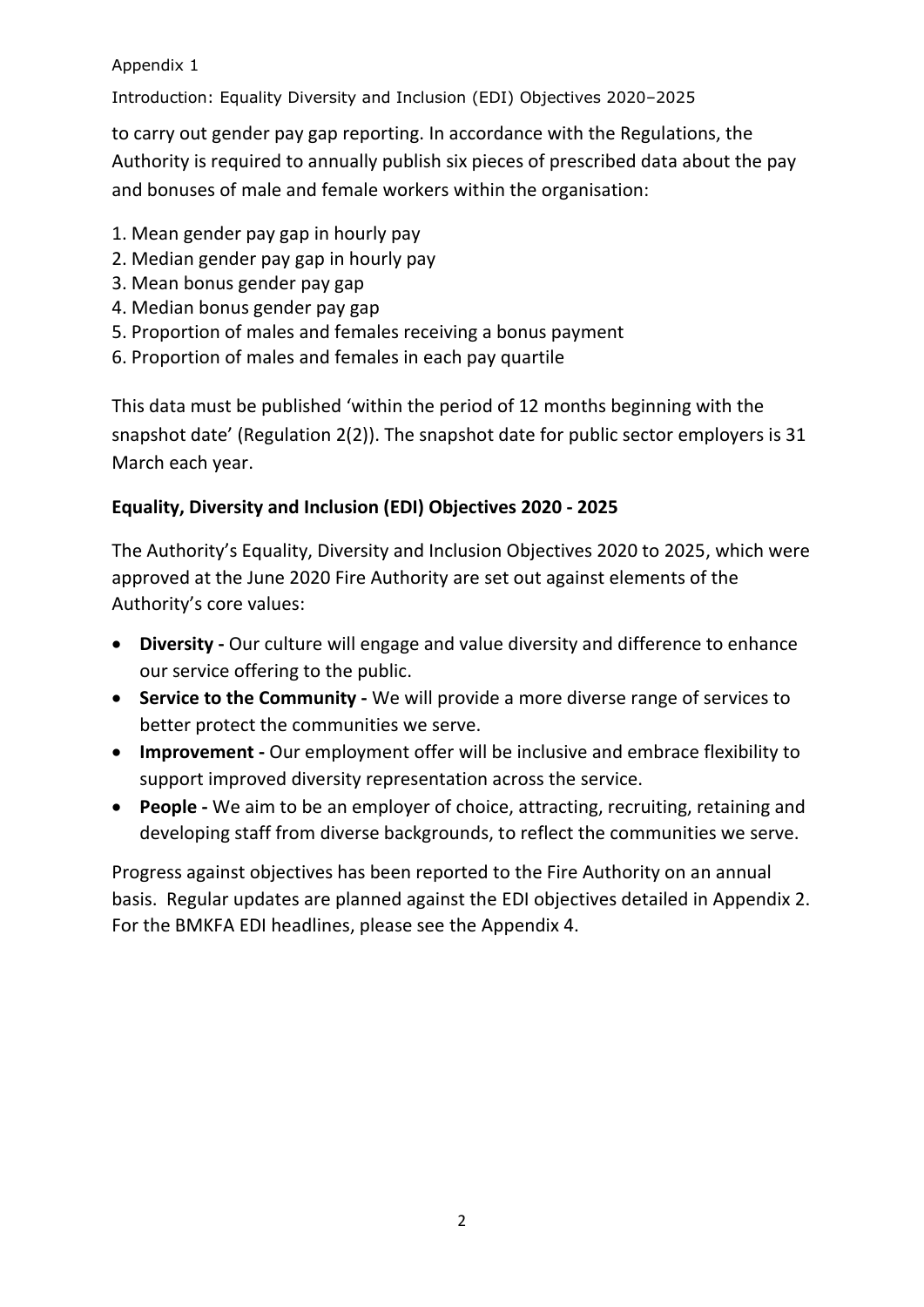to carry out gender pay gap reporting. In accordance with the Regulations, the Authority is required to annually publish six pieces of prescribed data about the pay and bonuses of male and female workers within the organisation:

1. Mean gender pay gap in hourly pay
2. Median gender pay gap in hourly pay
3. Mean bonus gender pay gap
4. Median bonus gender pay gap
5. Proportion of males and females receiving a bonus payment
6. Proportion of males and females in each pay quartile

This data must be published 'within the period of 12 months beginning with the snapshot date' (Regulation 2(2)). The snapshot date for public sector employers is 31 March each year.

**Equality, Diversity and Inclusion (EDI) Objectives 2020 - 2025**

The Authority's Equality, Diversity and Inclusion Objectives 2020 to 2025, which were approved at the June 2020 Fire Authority are set out against elements of the Authority's core values:

- **Diversity -** Our culture will engage and value diversity and difference to enhance our service offering to the public.
- **Service to the Community -** We will provide a more diverse range of services to better protect the communities we serve.
- **Improvement -** Our employment offer will be inclusive and embrace flexibility to support improved diversity representation across the service.
- **People -** We aim to be an employer of choice, attracting, recruiting, retaining and developing staff from diverse backgrounds, to reflect the communities we serve.

Progress against objectives has been reported to the Fire Authority on an annual basis. Regular updates are planned against the EDI objectives detailed in Appendix 2. For the BMKFA EDI headlines, please see the Appendix 4.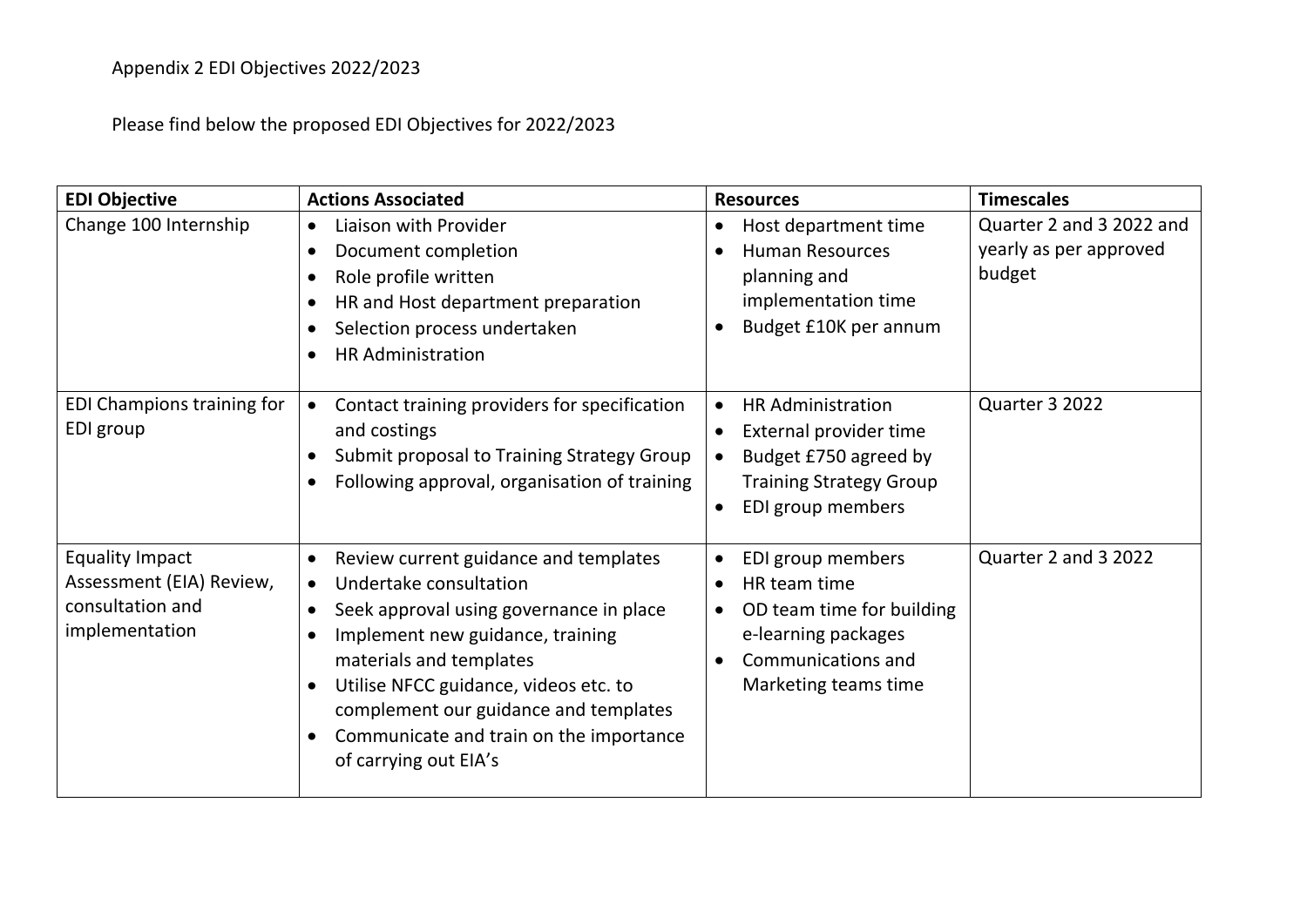Appendix 2 EDI Objectives 2022/2023

Please find below the proposed EDI Objectives for 2022/2023

| EDI Objective | Actions Associated | Resources | Timescales |
|---|---|---|---|
| Change 100 Internship | • Liaison with Provider<br>• Document completion<br>• Role profile written<br>• HR and Host department preparation<br>• Selection process undertaken<br>• HR Administration | • Host department time<br>• Human Resources planning and implementation time<br>• Budget £10K per annum | Quarter 2 and 3 2022 and yearly as per approved budget |
| EDI Champions training for EDI group | • Contact training providers for specification and costings<br>• Submit proposal to Training Strategy Group<br>• Following approval, organisation of training | • HR Administration<br>• External provider time<br>• Budget £750 agreed by Training Strategy Group<br>• EDI group members | Quarter 3 2022 |
| Equality Impact Assessment (EIA) Review, consultation and implementation | • Review current guidance and templates<br>• Undertake consultation<br>• Seek approval using governance in place<br>• Implement new guidance, training materials and templates<br>• Utilise NFCC guidance, videos etc. to complement our guidance and templates<br>• Communicate and train on the importance of carrying out EIA's | • EDI group members<br>• HR team time<br>• OD team time for building e-learning packages<br>• Communications and Marketing teams time | Quarter 2 and 3 2022 |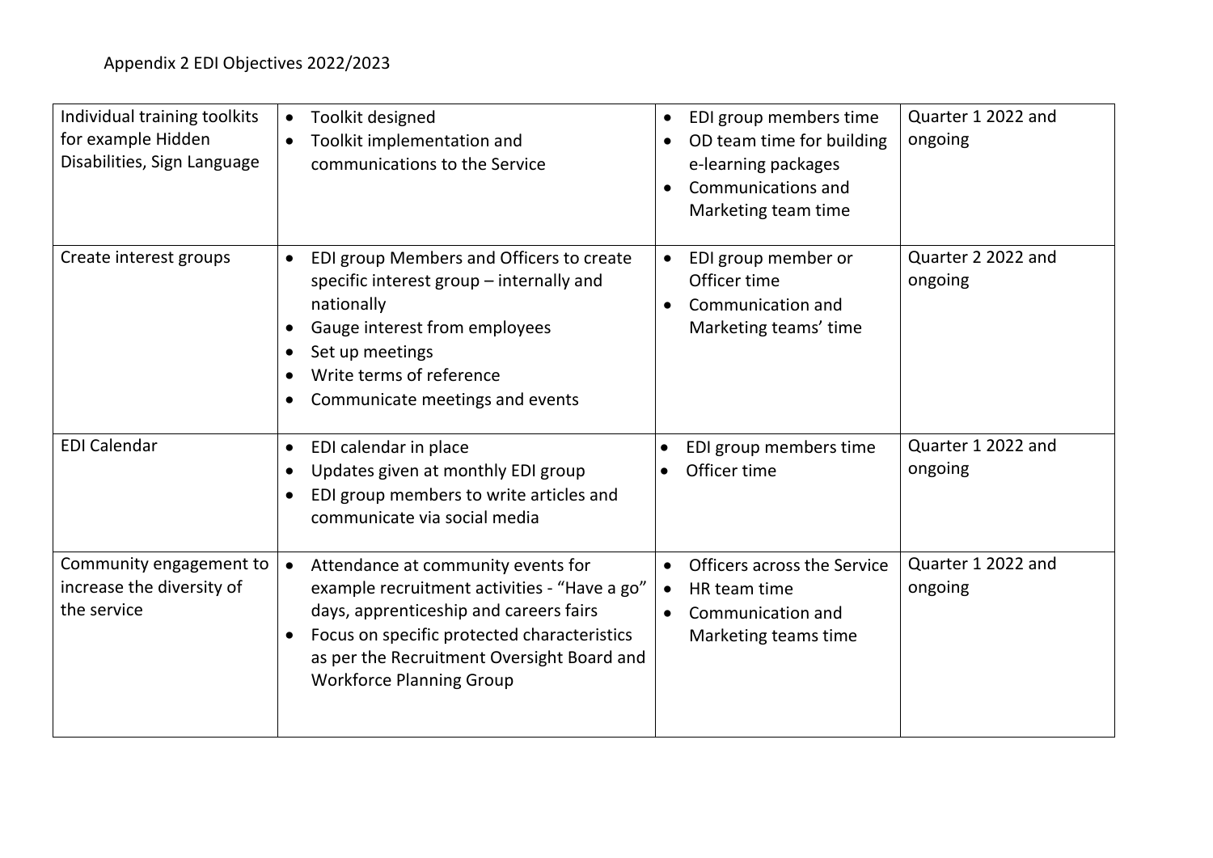Appendix 2 EDI Objectives 2022/2023

| | | | |
|---|---|---|---|
| Individual training toolkits for example Hidden Disabilities, Sign Language | • Toolkit designed<br>• Toolkit implementation and communications to the Service | • EDI group members time<br>• OD team time for building e-learning packages<br>• Communications and Marketing team time | Quarter 1 2022 and ongoing |
| Create interest groups | • EDI group Members and Officers to create specific interest group – internally and nationally<br>• Gauge interest from employees<br>• Set up meetings<br>• Write terms of reference<br>• Communicate meetings and events | • EDI group member or Officer time<br>• Communication and Marketing teams' time | Quarter 2 2022 and ongoing |
| EDI Calendar | • EDI calendar in place<br>• Updates given at monthly EDI group<br>• EDI group members to write articles and communicate via social media | • EDI group members time<br>• Officer time | Quarter 1 2022 and ongoing |
| Community engagement to increase the diversity of the service | • Attendance at community events for example recruitment activities - "Have a go" days, apprenticeship and careers fairs<br>• Focus on specific protected characteristics as per the Recruitment Oversight Board and Workforce Planning Group | • Officers across the Service<br>• HR team time<br>• Communication and Marketing teams time | Quarter 1 2022 and ongoing |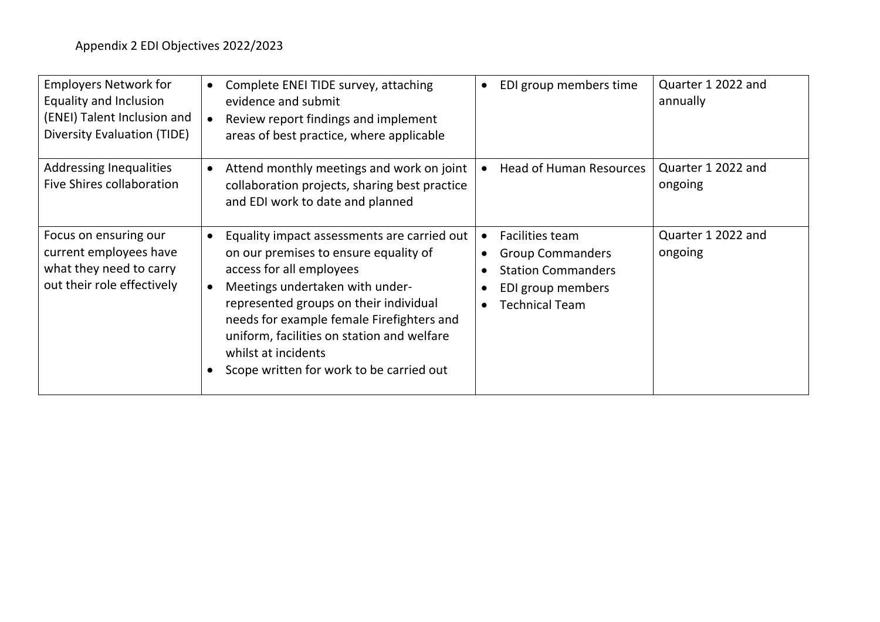Appendix 2 EDI Objectives 2022/2023

| | | | |
|---|---|---|---|
| Employers Network for Equality and Inclusion (ENEI) Talent Inclusion and Diversity Evaluation (TIDE) | • Complete ENEI TIDE survey, attaching evidence and submit<br>• Review report findings and implement areas of best practice, where applicable | • EDI group members time | Quarter 1 2022 and annually |
| Addressing Inequalities Five Shires collaboration | • Attend monthly meetings and work on joint collaboration projects, sharing best practice and EDI work to date and planned | • Head of Human Resources | Quarter 1 2022 and ongoing |
| Focus on ensuring our current employees have what they need to carry out their role effectively | • Equality impact assessments are carried out on our premises to ensure equality of access for all employees<br>• Meetings undertaken with under-represented groups on their individual needs for example female Firefighters and uniform, facilities on station and welfare whilst at incidents<br>• Scope written for work to be carried out | • Facilities team<br>• Group Commanders<br>• Station Commanders<br>• EDI group members<br>• Technical Team | Quarter 1 2022 and ongoing |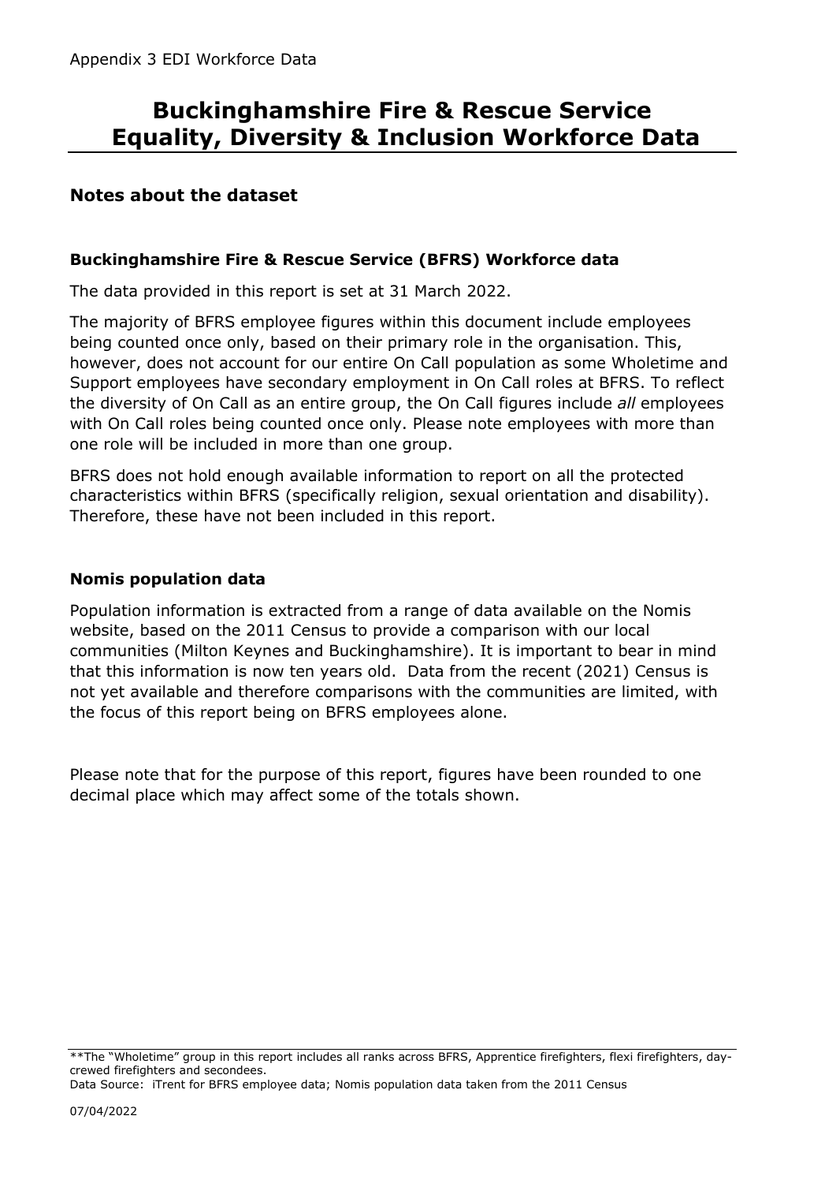Appendix 3 EDI Workforce Data

# Buckinghamshire Fire & Rescue Service Equality, Diversity & Inclusion Workforce Data

## Notes about the dataset

### Buckinghamshire Fire & Rescue Service (BFRS) Workforce data

The data provided in this report is set at 31 March 2022.

The majority of BFRS employee figures within this document include employees being counted once only, based on their primary role in the organisation. This, however, does not account for our entire On Call population as some Wholetime and Support employees have secondary employment in On Call roles at BFRS. To reflect the diversity of On Call as an entire group, the On Call figures include *all* employees with On Call roles being counted once only. Please note employees with more than one role will be included in more than one group.

BFRS does not hold enough available information to report on all the protected characteristics within BFRS (specifically religion, sexual orientation and disability). Therefore, these have not been included in this report.

### Nomis population data

Population information is extracted from a range of data available on the Nomis website, based on the 2011 Census to provide a comparison with our local communities (Milton Keynes and Buckinghamshire). It is important to bear in mind that this information is now ten years old. Data from the recent (2021) Census is not yet available and therefore comparisons with the communities are limited, with the focus of this report being on BFRS employees alone.

Please note that for the purpose of this report, figures have been rounded to one decimal place which may affect some of the totals shown.

**The "Wholetime" group in this report includes all ranks across BFRS, Apprentice firefighters, flexi firefighters, day-crewed firefighters and secondees.

Data Source: iTrent for BFRS employee data; Nomis population data taken from the 2011 Census

07/04/2022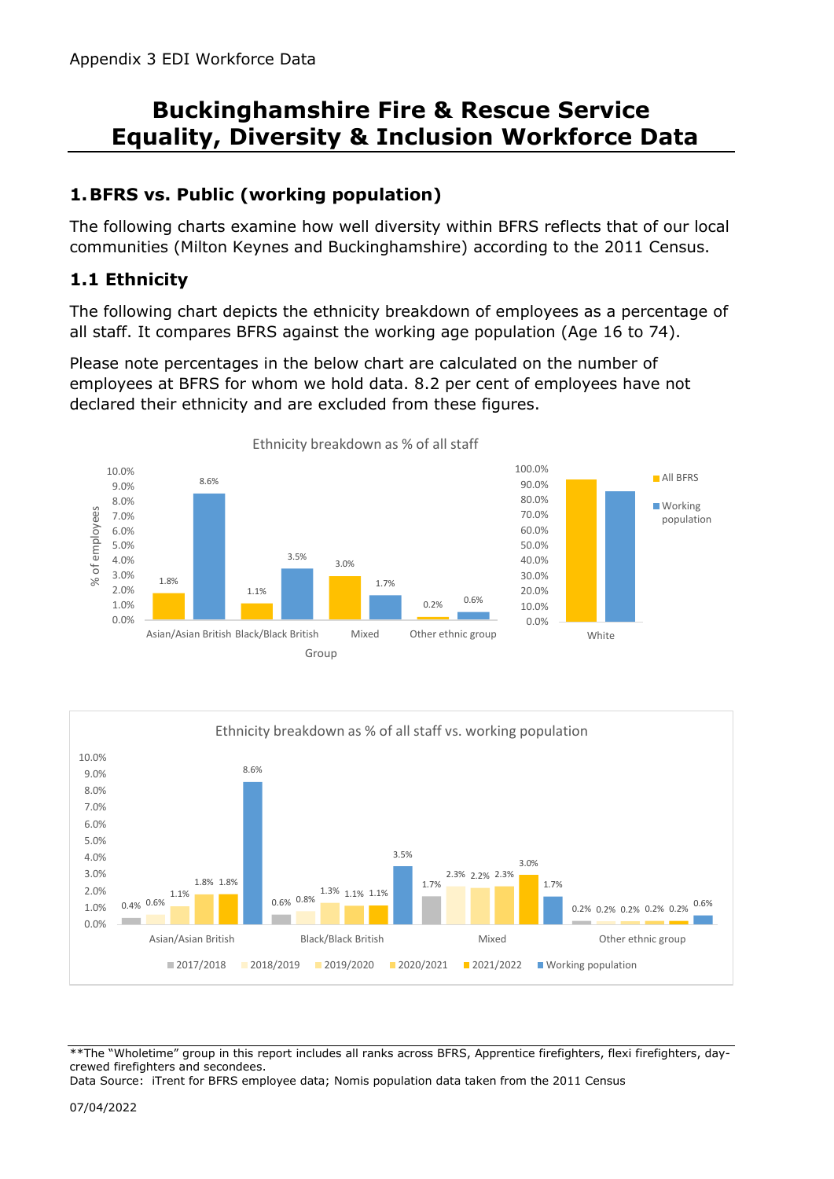Appendix 3 EDI Workforce Data

# Buckinghamshire Fire & Rescue Service Equality, Diversity & Inclusion Workforce Data

## 1. BFRS vs. Public (working population)

The following charts examine how well diversity within BFRS reflects that of our local communities (Milton Keynes and Buckinghamshire) according to the 2011 Census.

### 1.1 Ethnicity

The following chart depicts the ethnicity breakdown of employees as a percentage of all staff. It compares BFRS against the working age population (Age 16 to 74).

Please note percentages in the below chart are calculated on the number of employees at BFRS for whom we hold data. 8.2 per cent of employees have not declared their ethnicity and are excluded from these figures.

Ethnicity breakdown as % of all staff

| Group | All BFRS | Working population |
|---|---|---|
| Asian/Asian British | 1.8% | 8.6% |
| Black/Black British | 1.1% | 3.5% |
| Mixed | 3.0% | 1.7% |
| Other ethnic group | 0.2% | 0.6% |
| White | | |

Ethnicity breakdown as % of all staff vs. working population

| Group | 2017/2018 | 2018/2019 | 2019/2020 | 2020/2021 | 2021/2022 | Working population |
|---|---|---|---|---|---|---|
| Asian/Asian British | 0.4% | 0.6% | 1.1% | 1.8% | 1.8% | 8.6% |
| Black/Black British | 0.6% | 0.8% | 1.3% | 1.1% | 1.1% | 3.5% |
| Mixed | 1.7% | 2.3% | 2.2% | 2.3% | 3.0% | 1.7% |
| Other ethnic group | 0.2% | 0.2% | 0.2% | 0.2% | 0.2% | 0.6% |

**The "Wholetime" group in this report includes all ranks across BFRS, Apprentice firefighters, flexi firefighters, day-crewed firefighters and secondees.
Data Source: iTrent for BFRS employee data; Nomis population data taken from the 2011 Census

07/04/2022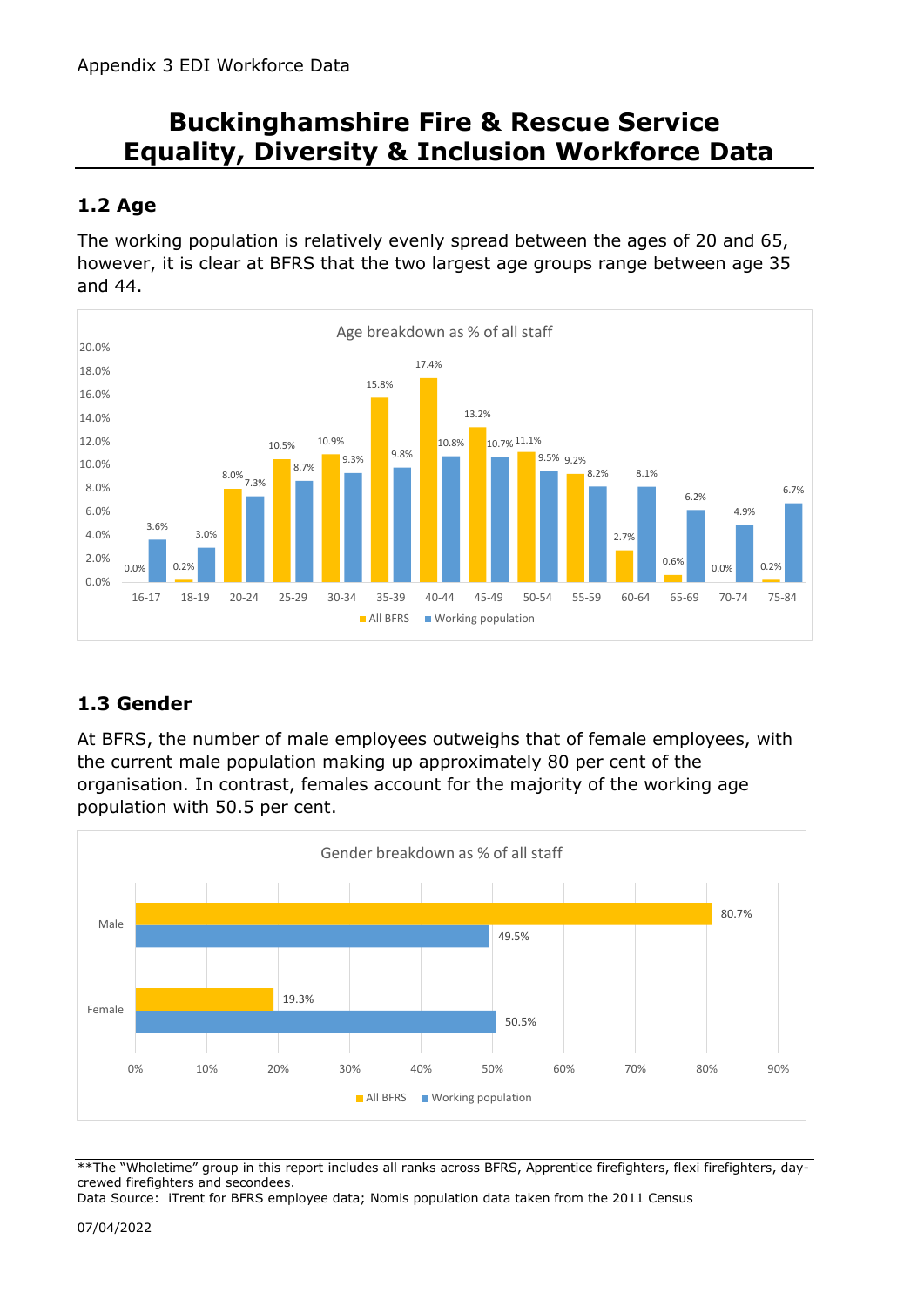Appendix 3 EDI Workforce Data

# Buckinghamshire Fire & Rescue Service Equality, Diversity & Inclusion Workforce Data

## 1.2 Age

The working population is relatively evenly spread between the ages of 20 and 65, however, it is clear at BFRS that the two largest age groups range between age 35 and 44.

Age breakdown as % of all staff

| Age | All BFRS | Working population |
|---|---|---|
| 16-17 | 0.0% | 3.6% |
| 18-19 | 0.2% | 3.0% |
| 20-24 | 8.0% | 7.3% |
| 25-29 | 10.5% | 8.7% |
| 30-34 | 10.9% | 9.3% |
| 35-39 | 15.8% | 9.8% |
| 40-44 | 17.4% | 10.8% |
| 45-49 | 13.2% | 10.7% |
| 50-54 | 11.1% | 9.5% |
| 55-59 | 9.2% | 8.2% |
| 60-64 | 2.7% | 8.1% |
| 65-69 | 0.6% | 6.2% |
| 70-74 | 0.0% | 4.9% |
| 75-84 | 0.2% | 6.7% |

## 1.3 Gender

At BFRS, the number of male employees outweighs that of female employees, with the current male population making up approximately 80 per cent of the organisation. In contrast, females account for the majority of the working age population with 50.5 per cent.

Gender breakdown as % of all staff

| Gender | All BFRS | Working population |
|---|---|---|
| Male | 80.7% | 49.5% |
| Female | 19.3% | 50.5% |

**The "Wholetime" group in this report includes all ranks across BFRS, Apprentice firefighters, flexi firefighters, day-crewed firefighters and secondees.
Data Source: iTrent for BFRS employee data; Nomis population data taken from the 2011 Census

07/04/2022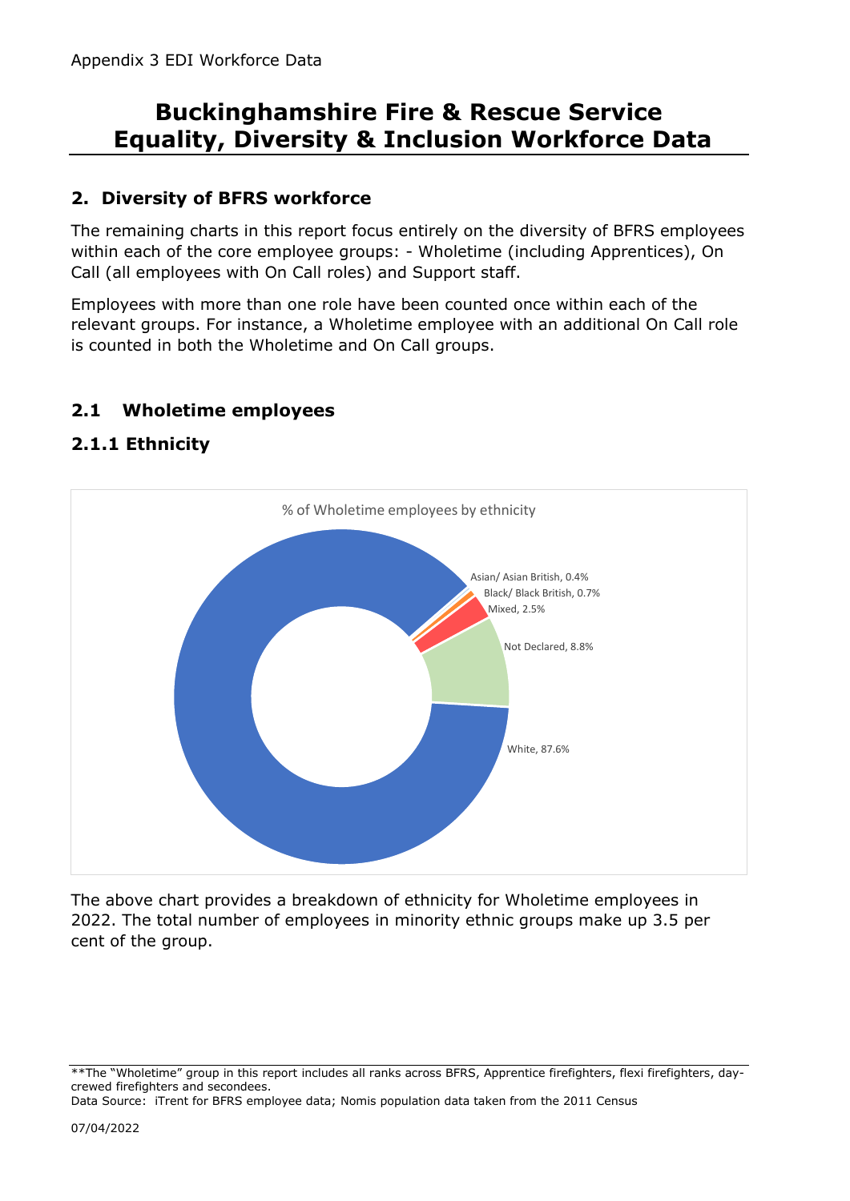Appendix 3 EDI Workforce Data

# Buckinghamshire Fire & Rescue Service Equality, Diversity & Inclusion Workforce Data

## 2. Diversity of BFRS workforce

The remaining charts in this report focus entirely on the diversity of BFRS employees within each of the core employee groups: - Wholetime (including Apprentices), On Call (all employees with On Call roles) and Support staff.

Employees with more than one role have been counted once within each of the relevant groups. For instance, a Wholetime employee with an additional On Call role is counted in both the Wholetime and On Call groups.

### 2.1 Wholetime employees

### 2.1.1 Ethnicity

% of Wholetime employees by ethnicity

| Ethnicity | % |
|---|---|
| Asian/ Asian British | 0.4% |
| Black/ Black British | 0.7% |
| Mixed | 2.5% |
| Not Declared | 8.8% |
| White | 87.6% |

The above chart provides a breakdown of ethnicity for Wholetime employees in 2022. The total number of employees in minority ethnic groups make up 3.5 per cent of the group.

**The "Wholetime" group in this report includes all ranks across BFRS, Apprentice firefighters, flexi firefighters, day-crewed firefighters and secondees.
Data Source: iTrent for BFRS employee data; Nomis population data taken from the 2011 Census

07/04/2022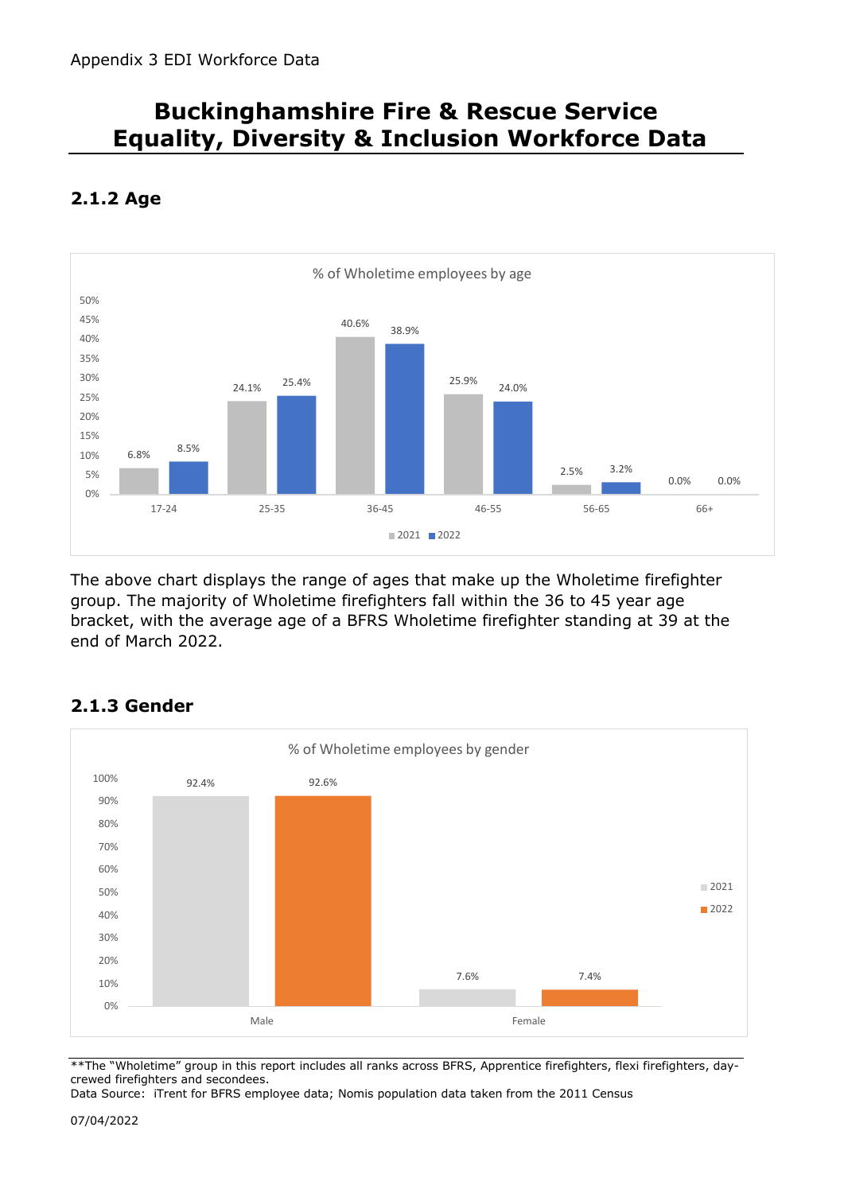Appendix 3 EDI Workforce Data

# Buckinghamshire Fire & Rescue Service Equality, Diversity & Inclusion Workforce Data

### 2.1.2 Age

% of Wholetime employees by age

| Age | 2021 | 2022 |
|---|---|---|
| 17-24 | 6.8% | 8.5% |
| 25-35 | 24.1% | 25.4% |
| 36-45 | 40.6% | 38.9% |
| 46-55 | 25.9% | 24.0% |
| 56-65 | 2.5% | 3.2% |
| 66+ | 0.0% | 0.0% |

The above chart displays the range of ages that make up the Wholetime firefighter group. The majority of Wholetime firefighters fall within the 36 to 45 year age bracket, with the average age of a BFRS Wholetime firefighter standing at 39 at the end of March 2022.

### 2.1.3 Gender

% of Wholetime employees by gender

| Gender | 2021 | 2022 |
|---|---|---|
| Male | 92.4% | 92.6% |
| Female | 7.6% | 7.4% |

**The "Wholetime" group in this report includes all ranks across BFRS, Apprentice firefighters, flexi firefighters, day-crewed firefighters and secondees.
Data Source: iTrent for BFRS employee data; Nomis population data taken from the 2011 Census

07/04/2022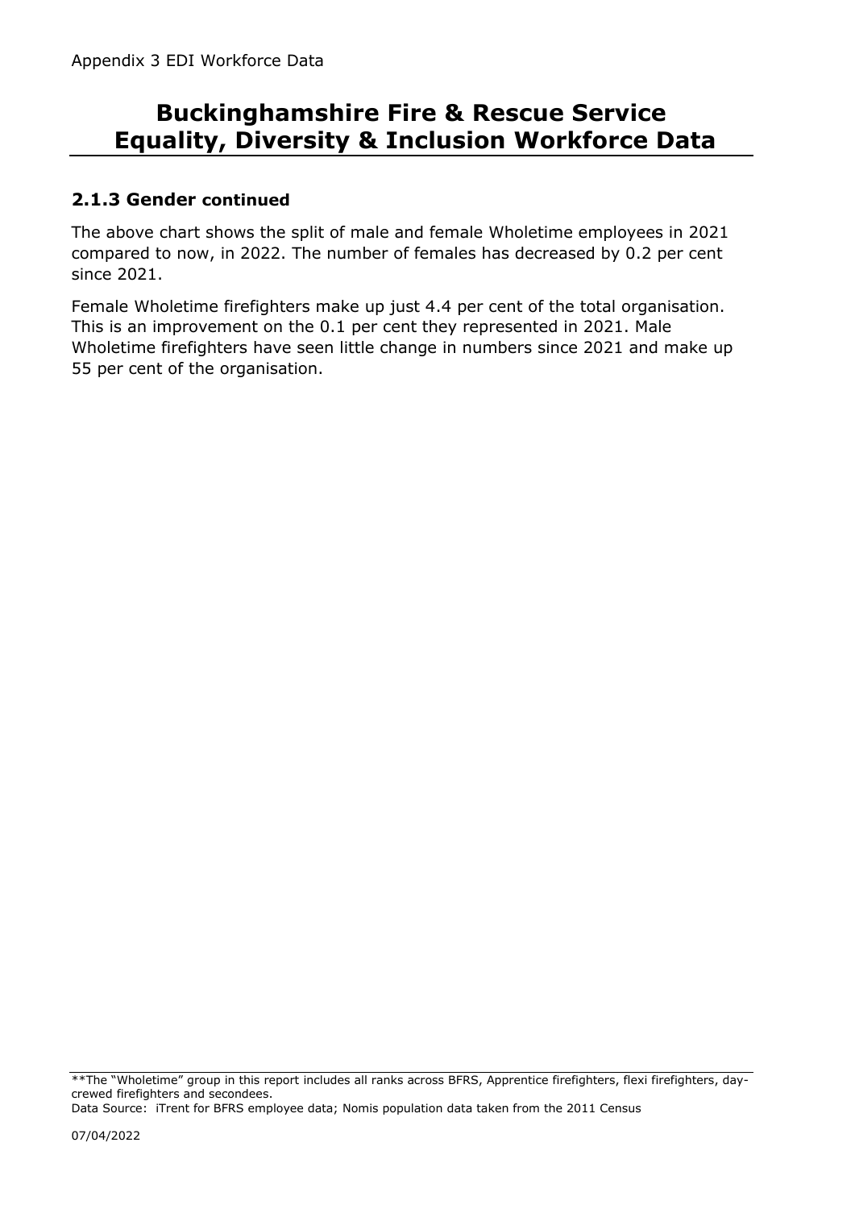Appendix 3 EDI Workforce Data

# Buckinghamshire Fire & Rescue Service Equality, Diversity & Inclusion Workforce Data

### 2.1.3 Gender continued

The above chart shows the split of male and female Wholetime employees in 2021 compared to now, in 2022. The number of females has decreased by 0.2 per cent since 2021.

Female Wholetime firefighters make up just 4.4 per cent of the total organisation. This is an improvement on the 0.1 per cent they represented in 2021. Male Wholetime firefighters have seen little change in numbers since 2021 and make up 55 per cent of the organisation.

**The "Wholetime" group in this report includes all ranks across BFRS, Apprentice firefighters, flexi firefighters, day-crewed firefighters and secondees.
Data Source: iTrent for BFRS employee data; Nomis population data taken from the 2011 Census

07/04/2022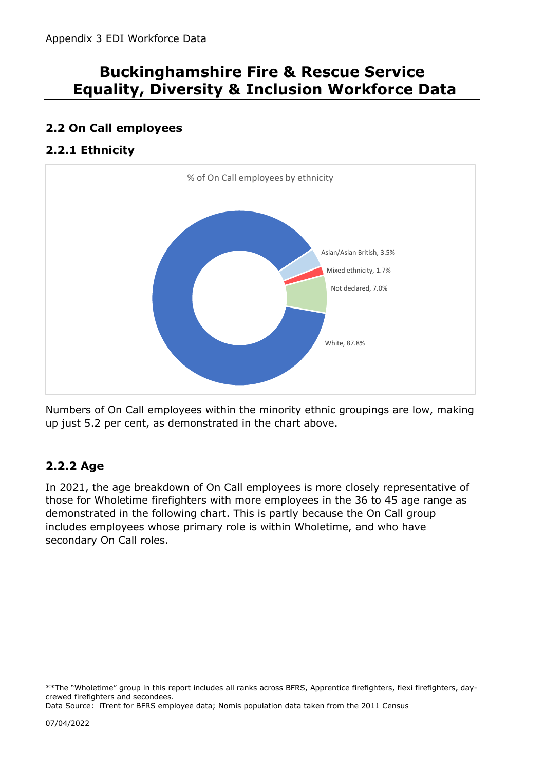Appendix 3 EDI Workforce Data

# Buckinghamshire Fire & Rescue Service Equality, Diversity & Inclusion Workforce Data

## 2.2 On Call employees

### 2.2.1 Ethnicity

% of On Call employees by ethnicity

Asian/Asian British, 3.5%

Mixed ethnicity, 1.7%

Not declared, 7.0%

White, 87.8%

Numbers of On Call employees within the minority ethnic groupings are low, making up just 5.2 per cent, as demonstrated in the chart above.

### 2.2.2 Age

In 2021, the age breakdown of On Call employees is more closely representative of those for Wholetime firefighters with more employees in the 36 to 45 age range as demonstrated in the following chart. This is partly because the On Call group includes employees whose primary role is within Wholetime, and who have secondary On Call roles.

**The "Wholetime" group in this report includes all ranks across BFRS, Apprentice firefighters, flexi firefighters, day-crewed firefighters and secondees.

Data Source: iTrent for BFRS employee data; Nomis population data taken from the 2011 Census

07/04/2022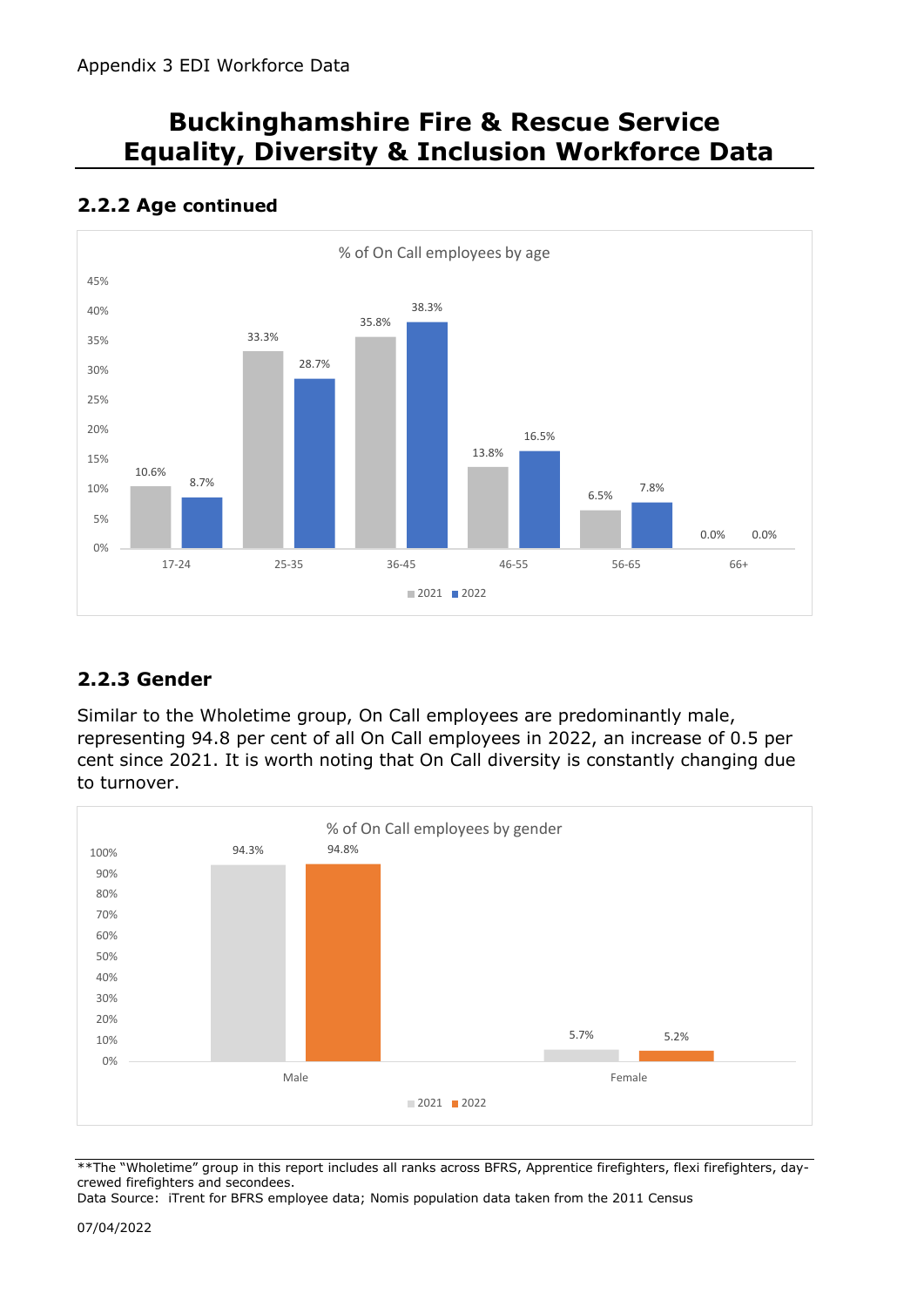Appendix 3 EDI Workforce Data

# Buckinghamshire Fire & Rescue Service Equality, Diversity & Inclusion Workforce Data

### 2.2.2 Age continued

% of On Call employees by age

| Age | 2021 | 2022 |
|---|---|---|
| 17-24 | 10.6% | 8.7% |
| 25-35 | 33.3% | 28.7% |
| 36-45 | 35.8% | 38.3% |
| 46-55 | 13.8% | 16.5% |
| 56-65 | 6.5% | 7.8% |
| 66+ | 0.0% | 0.0% |

### 2.2.3 Gender

Similar to the Wholetime group, On Call employees are predominantly male, representing 94.8 per cent of all On Call employees in 2022, an increase of 0.5 per cent since 2021. It is worth noting that On Call diversity is constantly changing due to turnover.

% of On Call employees by gender

| Gender | 2021 | 2022 |
|---|---|---|
| Male | 94.3% | 94.8% |
| Female | 5.7% | 5.2% |

**The "Wholetime" group in this report includes all ranks across BFRS, Apprentice firefighters, flexi firefighters, day-crewed firefighters and secondees.
Data Source: iTrent for BFRS employee data; Nomis population data taken from the 2011 Census

07/04/2022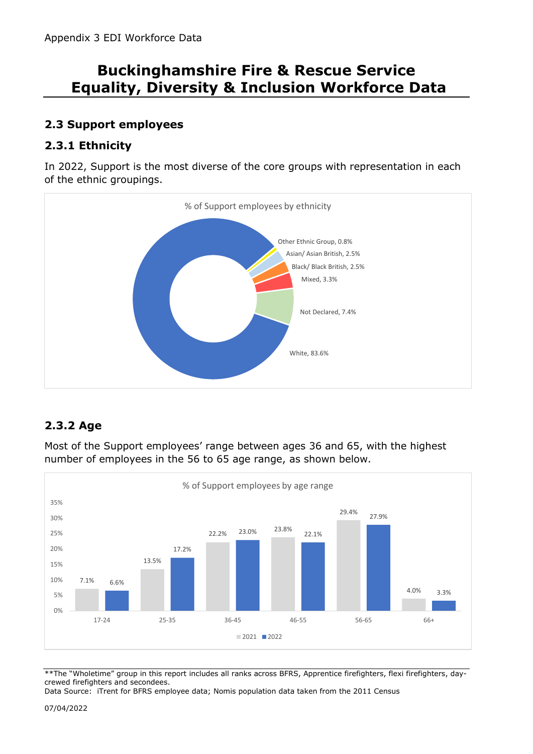Appendix 3 EDI Workforce Data

# Buckinghamshire Fire & Rescue Service Equality, Diversity & Inclusion Workforce Data

## 2.3 Support employees

### 2.3.1 Ethnicity

In 2022, Support is the most diverse of the core groups with representation in each of the ethnic groupings.

% of Support employees by ethnicity

| Ethnicity | % |
|---|---|
| Other Ethnic Group | 0.8% |
| Asian/ Asian British | 2.5% |
| Black/ Black British | 2.5% |
| Mixed | 3.3% |
| Not Declared | 7.4% |
| White | 83.6% |

### 2.3.2 Age

Most of the Support employees' range between ages 36 and 65, with the highest number of employees in the 56 to 65 age range, as shown below.

% of Support employees by age range

| Age range | 2021 | 2022 |
|---|---|---|
| 17-24 | 7.1% | 6.6% |
| 25-35 | 13.5% | 17.2% |
| 36-45 | 22.2% | 23.0% |
| 46-55 | 23.8% | 22.1% |
| 56-65 | 29.4% | 27.9% |
| 66+ | 4.0% | 3.3% |

**The "Wholetime" group in this report includes all ranks across BFRS, Apprentice firefighters, flexi firefighters, day-crewed firefighters and secondees.
Data Source: iTrent for BFRS employee data; Nomis population data taken from the 2011 Census

07/04/2022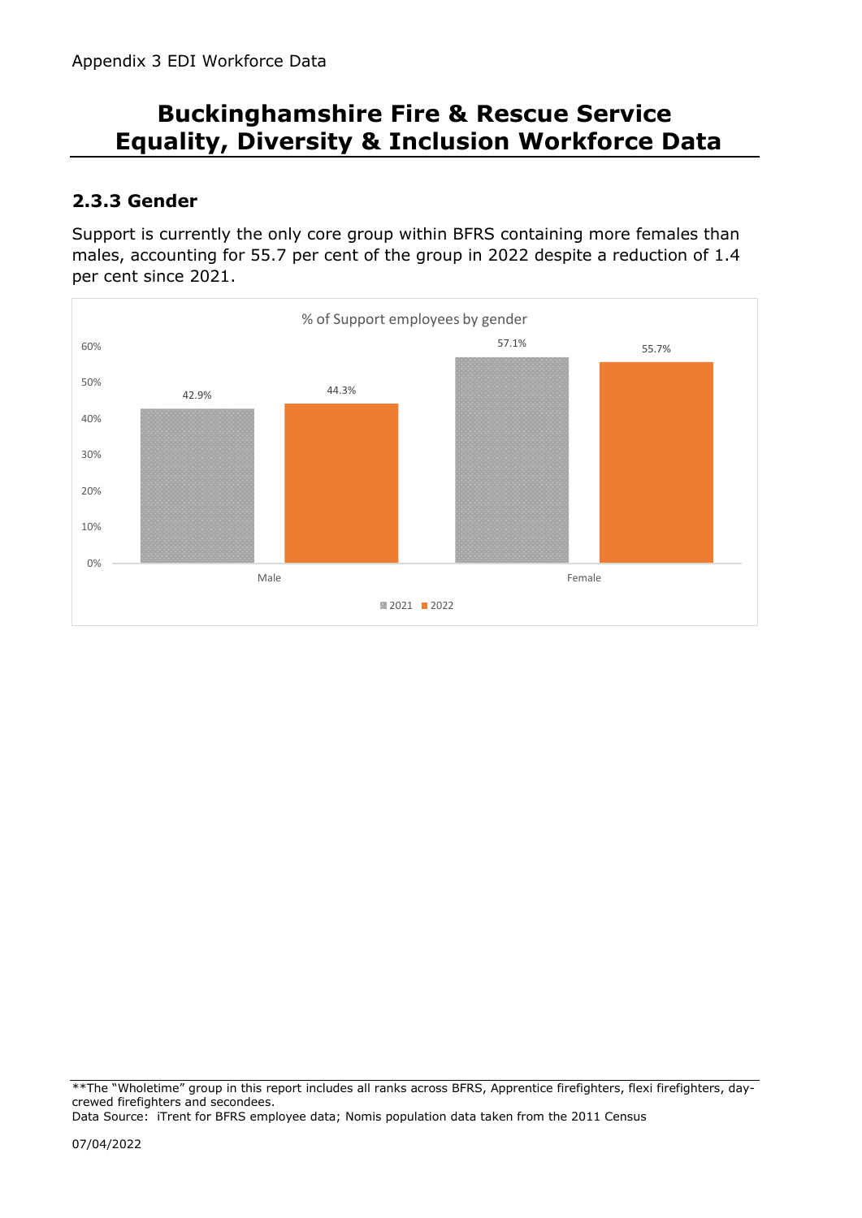Appendix 3 EDI Workforce Data

# Buckinghamshire Fire & Rescue Service Equality, Diversity & Inclusion Workforce Data

### 2.3.3 Gender

Support is currently the only core group within BFRS containing more females than males, accounting for 55.7 per cent of the group in 2022 despite a reduction of 1.4 per cent since 2021.

% of Support employees by gender

| | 2021 | 2022 |
|---|---|---|
| Male | 42.9% | 44.3% |
| Female | 57.1% | 55.7% |

**The "Wholetime" group in this report includes all ranks across BFRS, Apprentice firefighters, flexi firefighters, day-crewed firefighters and secondees.
Data Source: iTrent for BFRS employee data; Nomis population data taken from the 2011 Census

07/04/2022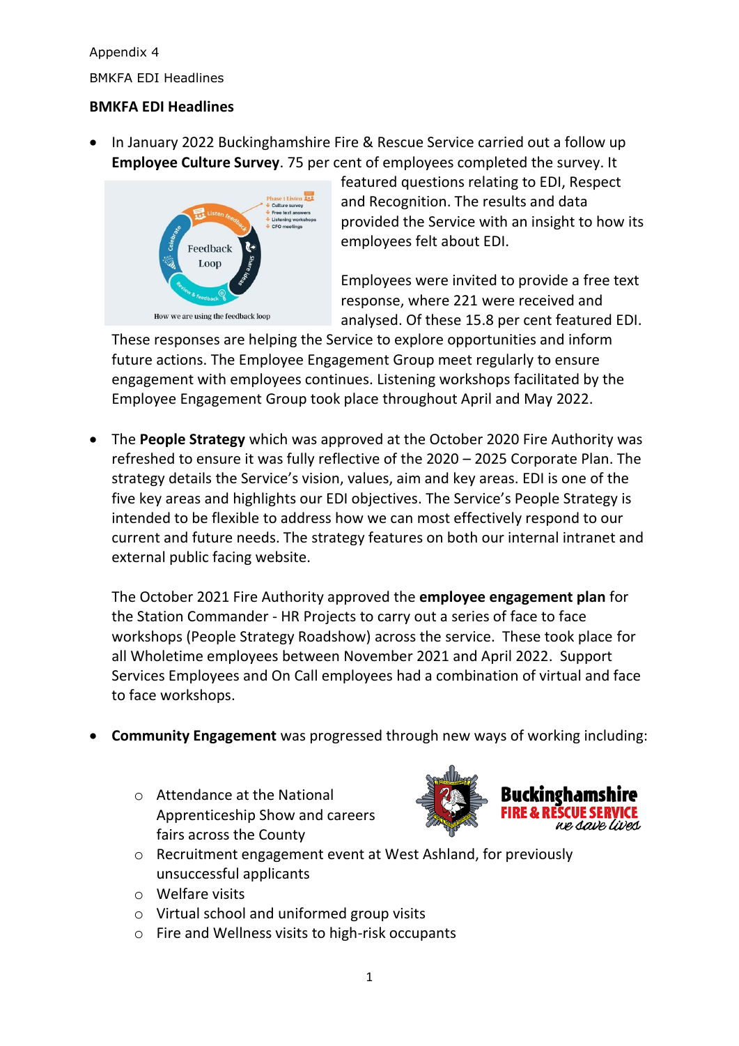Appendix 4

BMKFA EDI Headlines

## BMKFA EDI Headlines

- In January 2022 Buckinghamshire Fire & Rescue Service carried out a follow up **Employee Culture Survey**. 75 per cent of employees completed the survey. It featured questions relating to EDI, Respect and Recognition. The results and data provided the Service with an insight to how its employees felt about EDI.

  Employees were invited to provide a free text response, where 221 were received and analysed. Of these 15.8 per cent featured EDI. These responses are helping the Service to explore opportunities and inform future actions. The Employee Engagement Group meet regularly to ensure engagement with employees continues. Listening workshops facilitated by the Employee Engagement Group took place throughout April and May 2022.

- The **People Strategy** which was approved at the October 2020 Fire Authority was refreshed to ensure it was fully reflective of the 2020 – 2025 Corporate Plan. The strategy details the Service's vision, values, aim and key areas. EDI is one of the five key areas and highlights our EDI objectives. The Service's People Strategy is intended to be flexible to address how we can most effectively respond to our current and future needs. The strategy features on both our internal intranet and external public facing website.

  The October 2021 Fire Authority approved the **employee engagement plan** for the Station Commander - HR Projects to carry out a series of face to face workshops (People Strategy Roadshow) across the service. These took place for all Wholetime employees between November 2021 and April 2022. Support Services Employees and On Call employees had a combination of virtual and face to face workshops.

- **Community Engagement** was progressed through new ways of working including:
  - Attendance at the National Apprenticeship Show and careers fairs across the County
  - Recruitment engagement event at West Ashland, for previously unsuccessful applicants
  - Welfare visits
  - Virtual school and uniformed group visits
  - Fire and Wellness visits to high-risk occupants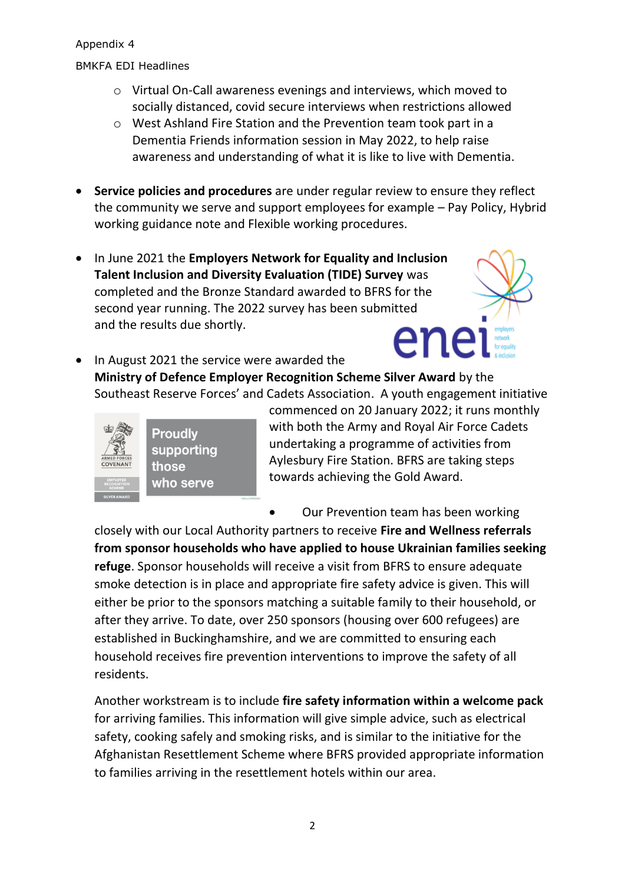Appendix 4

BMKFA EDI Headlines

  - Virtual On-Call awareness evenings and interviews, which moved to socially distanced, covid secure interviews when restrictions allowed
  - West Ashland Fire Station and the Prevention team took part in a Dementia Friends information session in May 2022, to help raise awareness and understanding of what it is like to live with Dementia.

- **Service policies and procedures** are under regular review to ensure they reflect the community we serve and support employees for example – Pay Policy, Hybrid working guidance note and Flexible working procedures.

- In June 2021 the **Employers Network for Equality and Inclusion Talent Inclusion and Diversity Evaluation (TIDE) Survey** was completed and the Bronze Standard awarded to BFRS for the second year running. The 2022 survey has been submitted and the results due shortly.

- In August 2021 the service were awarded the **Ministry of Defence Employer Recognition Scheme Silver Award** by the Southeast Reserve Forces' and Cadets Association. A youth engagement initiative commenced on 20 January 2022; it runs monthly with both the Army and Royal Air Force Cadets undertaking a programme of activities from Aylesbury Fire Station. BFRS are taking steps towards achieving the Gold Award.

- Our Prevention team has been working closely with our Local Authority partners to receive **Fire and Wellness referrals from sponsor households who have applied to house Ukrainian families seeking refuge**. Sponsor households will receive a visit from BFRS to ensure adequate smoke detection is in place and appropriate fire safety advice is given. This will either be prior to the sponsors matching a suitable family to their household, or after they arrive. To date, over 250 sponsors (housing over 600 refugees) are established in Buckinghamshire, and we are committed to ensuring each household receives fire prevention interventions to improve the safety of all residents.

  Another workstream is to include **fire safety information within a welcome pack** for arriving families. This information will give simple advice, such as electrical safety, cooking safely and smoking risks, and is similar to the initiative for the Afghanistan Resettlement Scheme where BFRS provided appropriate information to families arriving in the resettlement hotels within our area.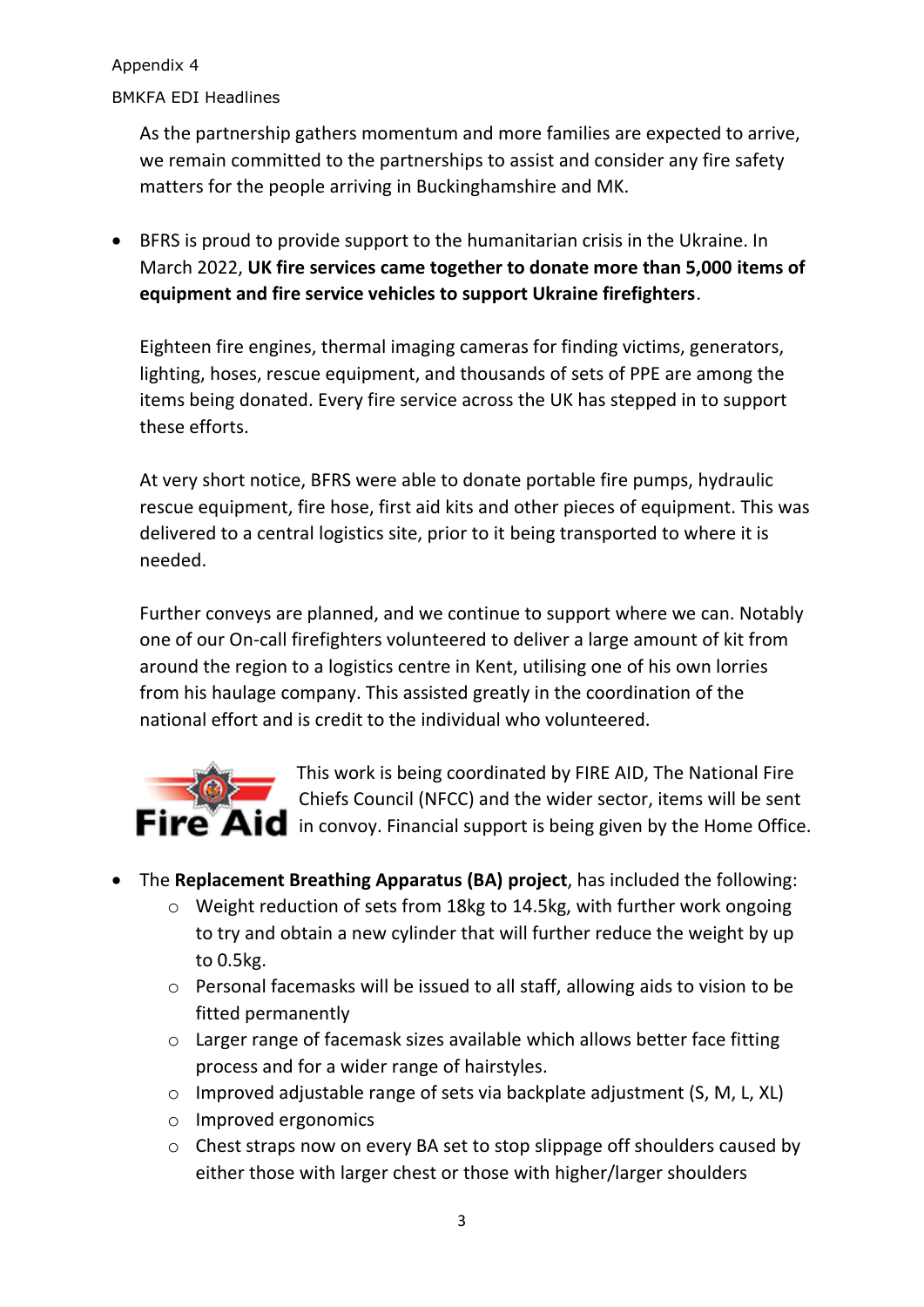As the partnership gathers momentum and more families are expected to arrive, we remain committed to the partnerships to assist and consider any fire safety matters for the people arriving in Buckinghamshire and MK.

- BFRS is proud to provide support to the humanitarian crisis in the Ukraine. In March 2022, **UK fire services came together to donate more than 5,000 items of equipment and fire service vehicles to support Ukraine firefighters**.

  Eighteen fire engines, thermal imaging cameras for finding victims, generators, lighting, hoses, rescue equipment, and thousands of sets of PPE are among the items being donated. Every fire service across the UK has stepped in to support these efforts.

  At very short notice, BFRS were able to donate portable fire pumps, hydraulic rescue equipment, fire hose, first aid kits and other pieces of equipment. This was delivered to a central logistics site, prior to it being transported to where it is needed.

  Further conveys are planned, and we continue to support where we can. Notably one of our On-call firefighters volunteered to deliver a large amount of kit from around the region to a logistics centre in Kent, utilising one of his own lorries from his haulage company. This assisted greatly in the coordination of the national effort and is credit to the individual who volunteered.

  Fire Aid

  This work is being coordinated by FIRE AID, The National Fire Chiefs Council (NFCC) and the wider sector, items will be sent in convoy. Financial support is being given by the Home Office.

- The **Replacement Breathing Apparatus (BA) project**, has included the following:
  - Weight reduction of sets from 18kg to 14.5kg, with further work ongoing to try and obtain a new cylinder that will further reduce the weight by up to 0.5kg.
  - Personal facemasks will be issued to all staff, allowing aids to vision to be fitted permanently
  - Larger range of facemask sizes available which allows better face fitting process and for a wider range of hairstyles.
  - Improved adjustable range of sets via backplate adjustment (S, M, L, XL)
  - Improved ergonomics
  - Chest straps now on every BA set to stop slippage off shoulders caused by either those with larger chest or those with higher/larger shoulders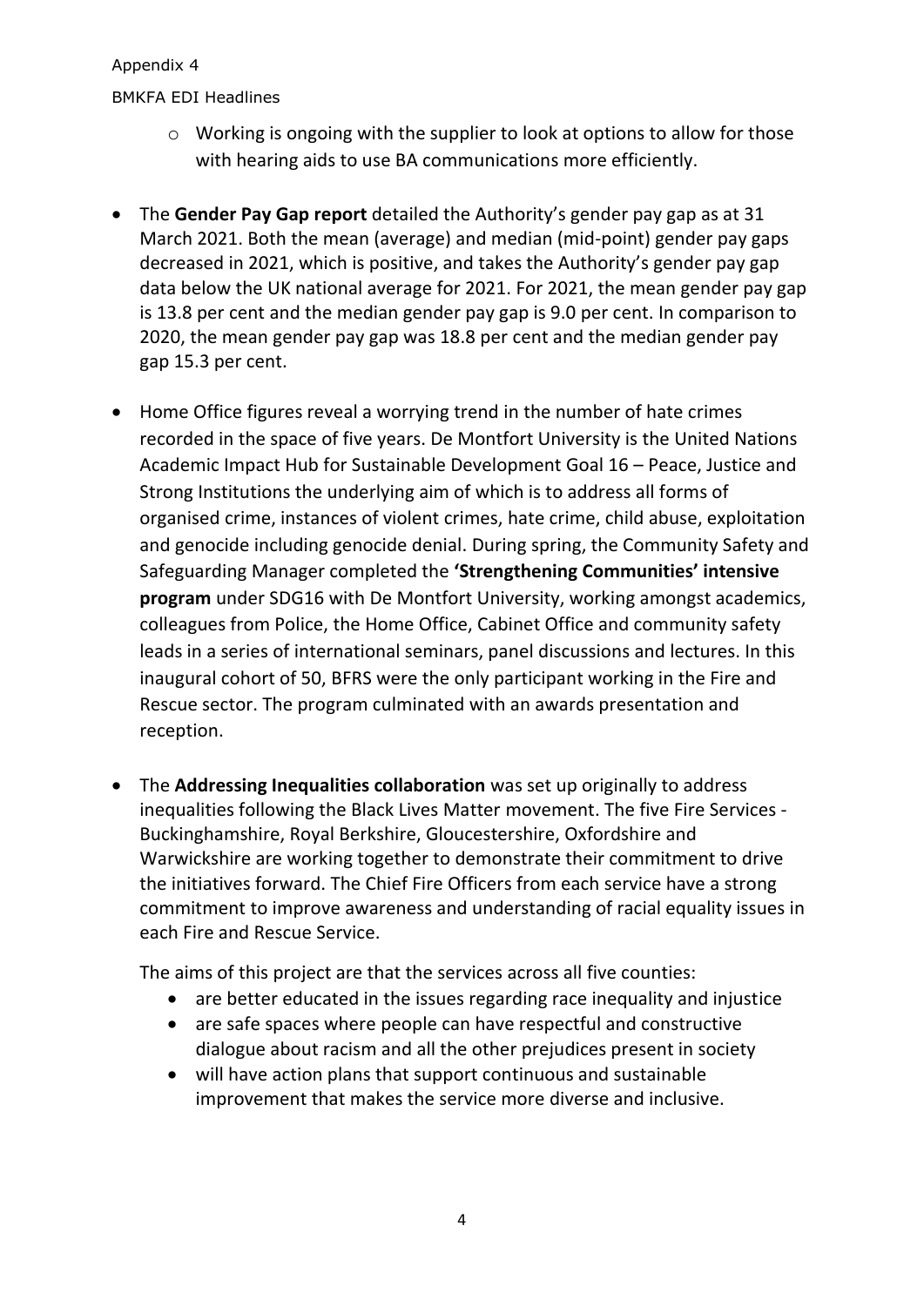- Working is ongoing with the supplier to look at options to allow for those with hearing aids to use BA communications more efficiently.

- The **Gender Pay Gap report** detailed the Authority's gender pay gap as at 31 March 2021. Both the mean (average) and median (mid-point) gender pay gaps decreased in 2021, which is positive, and takes the Authority's gender pay gap data below the UK national average for 2021. For 2021, the mean gender pay gap is 13.8 per cent and the median gender pay gap is 9.0 per cent. In comparison to 2020, the mean gender pay gap was 18.8 per cent and the median gender pay gap 15.3 per cent.

- Home Office figures reveal a worrying trend in the number of hate crimes recorded in the space of five years. De Montfort University is the United Nations Academic Impact Hub for Sustainable Development Goal 16 – Peace, Justice and Strong Institutions the underlying aim of which is to address all forms of organised crime, instances of violent crimes, hate crime, child abuse, exploitation and genocide including genocide denial. During spring, the Community Safety and Safeguarding Manager completed the **'Strengthening Communities' intensive program** under SDG16 with De Montfort University, working amongst academics, colleagues from Police, the Home Office, Cabinet Office and community safety leads in a series of international seminars, panel discussions and lectures. In this inaugural cohort of 50, BFRS were the only participant working in the Fire and Rescue sector. The program culminated with an awards presentation and reception.

- The **Addressing Inequalities collaboration** was set up originally to address inequalities following the Black Lives Matter movement. The five Fire Services - Buckinghamshire, Royal Berkshire, Gloucestershire, Oxfordshire and Warwickshire are working together to demonstrate their commitment to drive the initiatives forward. The Chief Fire Officers from each service have a strong commitment to improve awareness and understanding of racial equality issues in each Fire and Rescue Service.

  The aims of this project are that the services across all five counties:
  - are better educated in the issues regarding race inequality and injustice
  - are safe spaces where people can have respectful and constructive dialogue about racism and all the other prejudices present in society
  - will have action plans that support continuous and sustainable improvement that makes the service more diverse and inclusive.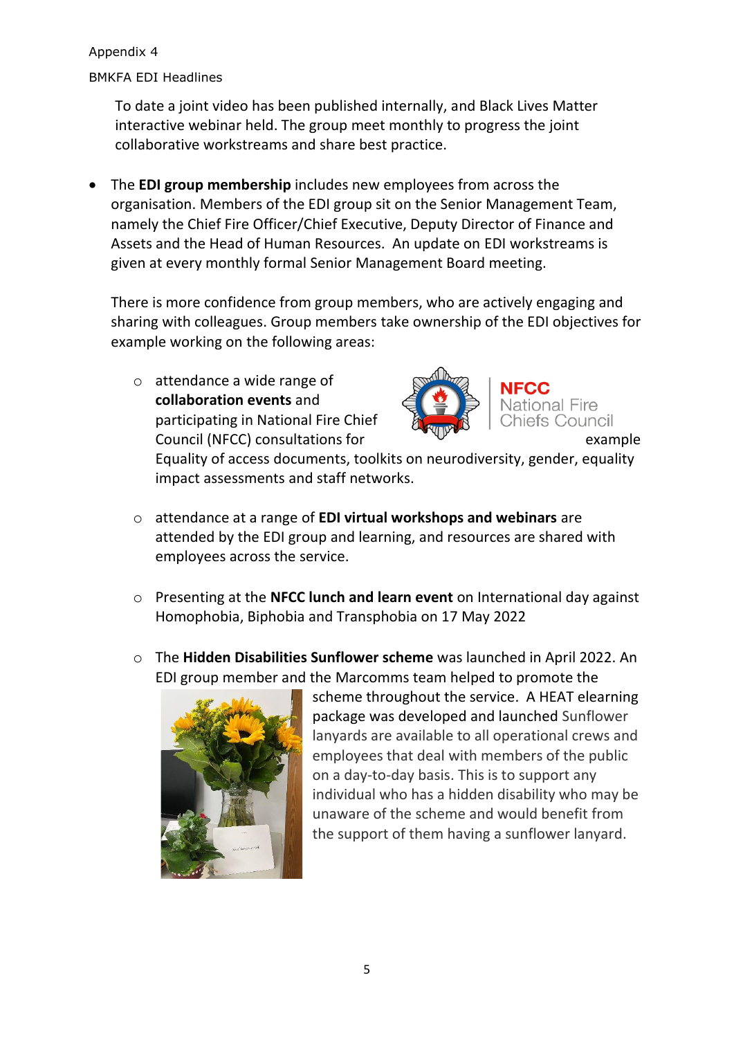Appendix 4

BMKFA EDI Headlines

To date a joint video has been published internally, and Black Lives Matter interactive webinar held. The group meet monthly to progress the joint collaborative workstreams and share best practice.

- The **EDI group membership** includes new employees from across the organisation. Members of the EDI group sit on the Senior Management Team, namely the Chief Fire Officer/Chief Executive, Deputy Director of Finance and Assets and the Head of Human Resources. An update on EDI workstreams is given at every monthly formal Senior Management Board meeting.

  There is more confidence from group members, who are actively engaging and sharing with colleagues. Group members take ownership of the EDI objectives for example working on the following areas:

  - attendance a wide range of **collaboration events** and participating in National Fire Chief Council (NFCC) consultations for example Equality of access documents, toolkits on neurodiversity, gender, equality impact assessments and staff networks.

  - attendance at a range of **EDI virtual workshops and webinars** are attended by the EDI group and learning, and resources are shared with employees across the service.

  - Presenting at the **NFCC lunch and learn event** on International day against Homophobia, Biphobia and Transphobia on 17 May 2022

  - The **Hidden Disabilities Sunflower scheme** was launched in April 2022. An EDI group member and the Marcomms team helped to promote the scheme throughout the service. A HEAT elearning package was developed and launched Sunflower lanyards are available to all operational crews and employees that deal with members of the public on a day-to-day basis. This is to support any individual who has a hidden disability who may be unaware of the scheme and would benefit from the support of them having a sunflower lanyard.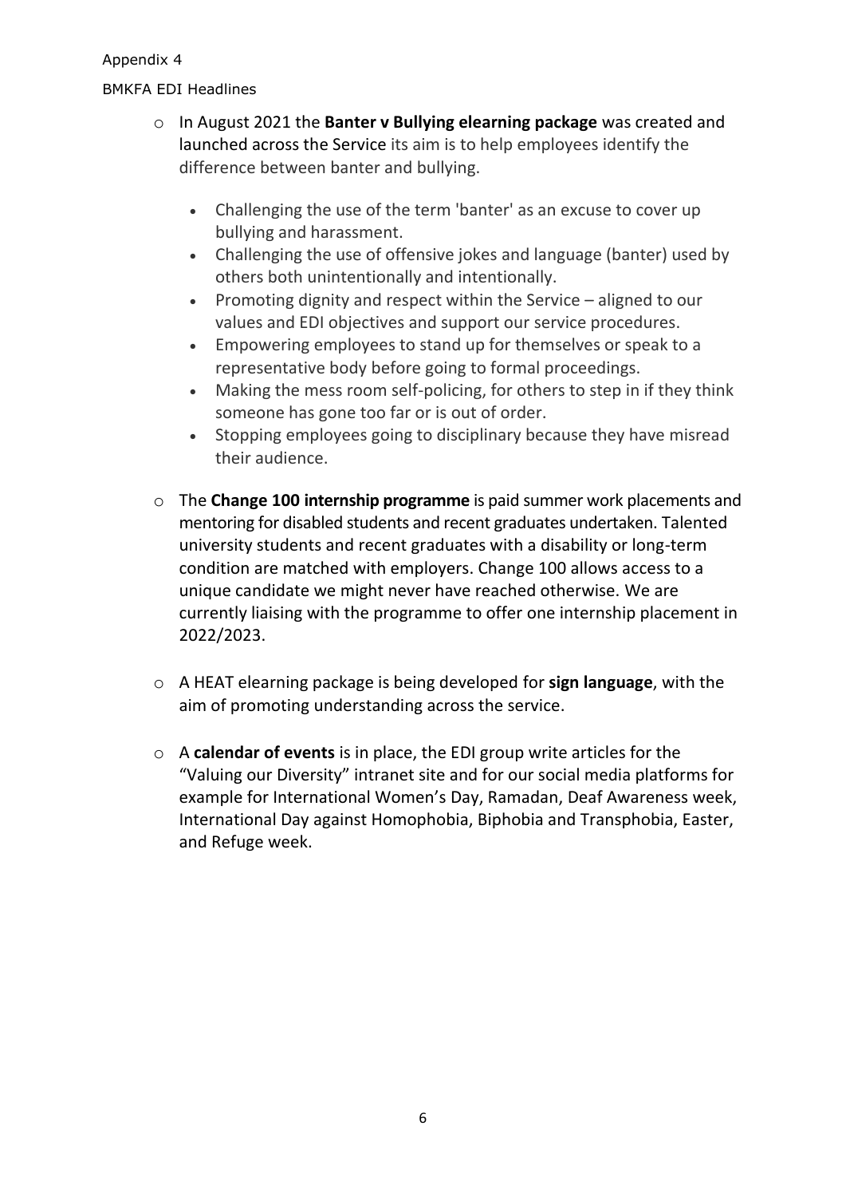Appendix 4

BMKFA EDI Headlines

- In August 2021 the **Banter v Bullying elearning package** was created and launched across the Service its aim is to help employees identify the difference between banter and bullying.
  - Challenging the use of the term 'banter' as an excuse to cover up bullying and harassment.
  - Challenging the use of offensive jokes and language (banter) used by others both unintentionally and intentionally.
  - Promoting dignity and respect within the Service – aligned to our values and EDI objectives and support our service procedures.
  - Empowering employees to stand up for themselves or speak to a representative body before going to formal proceedings.
  - Making the mess room self-policing, for others to step in if they think someone has gone too far or is out of order.
  - Stopping employees going to disciplinary because they have misread their audience.
- The **Change 100 internship programme** is paid summer work placements and mentoring for disabled students and recent graduates undertaken. Talented university students and recent graduates with a disability or long-term condition are matched with employers. Change 100 allows access to a unique candidate we might never have reached otherwise. We are currently liaising with the programme to offer one internship placement in 2022/2023.
- A HEAT elearning package is being developed for **sign language**, with the aim of promoting understanding across the service.
- A **calendar of events** is in place, the EDI group write articles for the "Valuing our Diversity" intranet site and for our social media platforms for example for International Women's Day, Ramadan, Deaf Awareness week, International Day against Homophobia, Biphobia and Transphobia, Easter, and Refuge week.